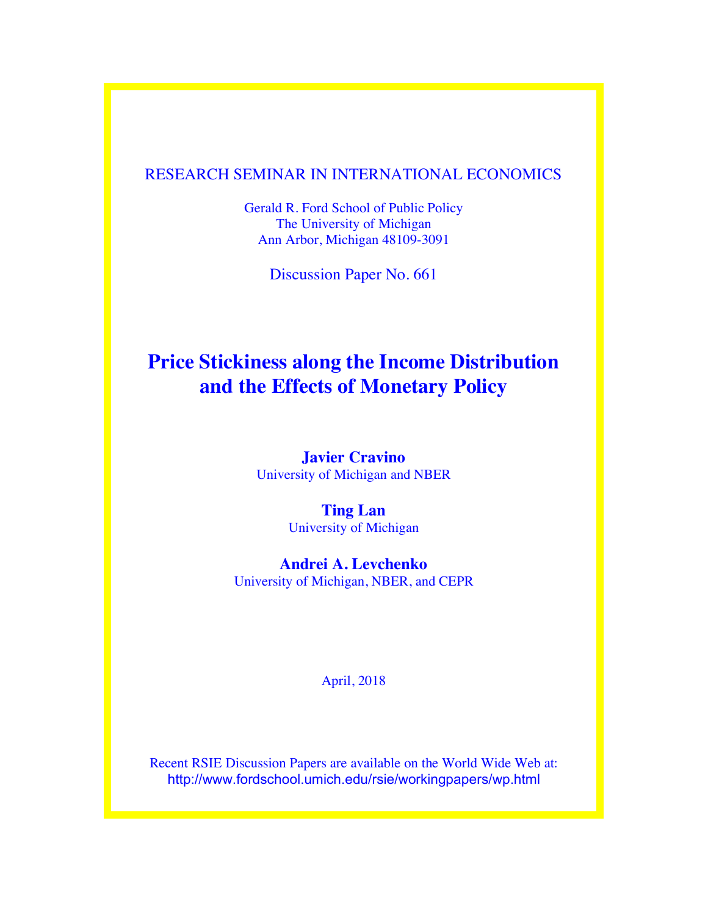RESEARCH SEMINAR IN INTERNATIONAL ECONOMICS

Gerald R. Ford School of Public Policy
The University of Michigan
Ann Arbor, Michigan 48109-3091

Discussion Paper No. 661

# Price Stickiness along the Income Distribution and the Effects of Monetary Policy

**Javier Cravino**
University of Michigan and NBER

**Ting Lan**
University of Michigan

**Andrei A. Levchenko**
University of Michigan, NBER, and CEPR

April, 2018

Recent RSIE Discussion Papers are available on the World Wide Web at:
http://www.fordschool.umich.edu/rsie/workingpapers/wp.html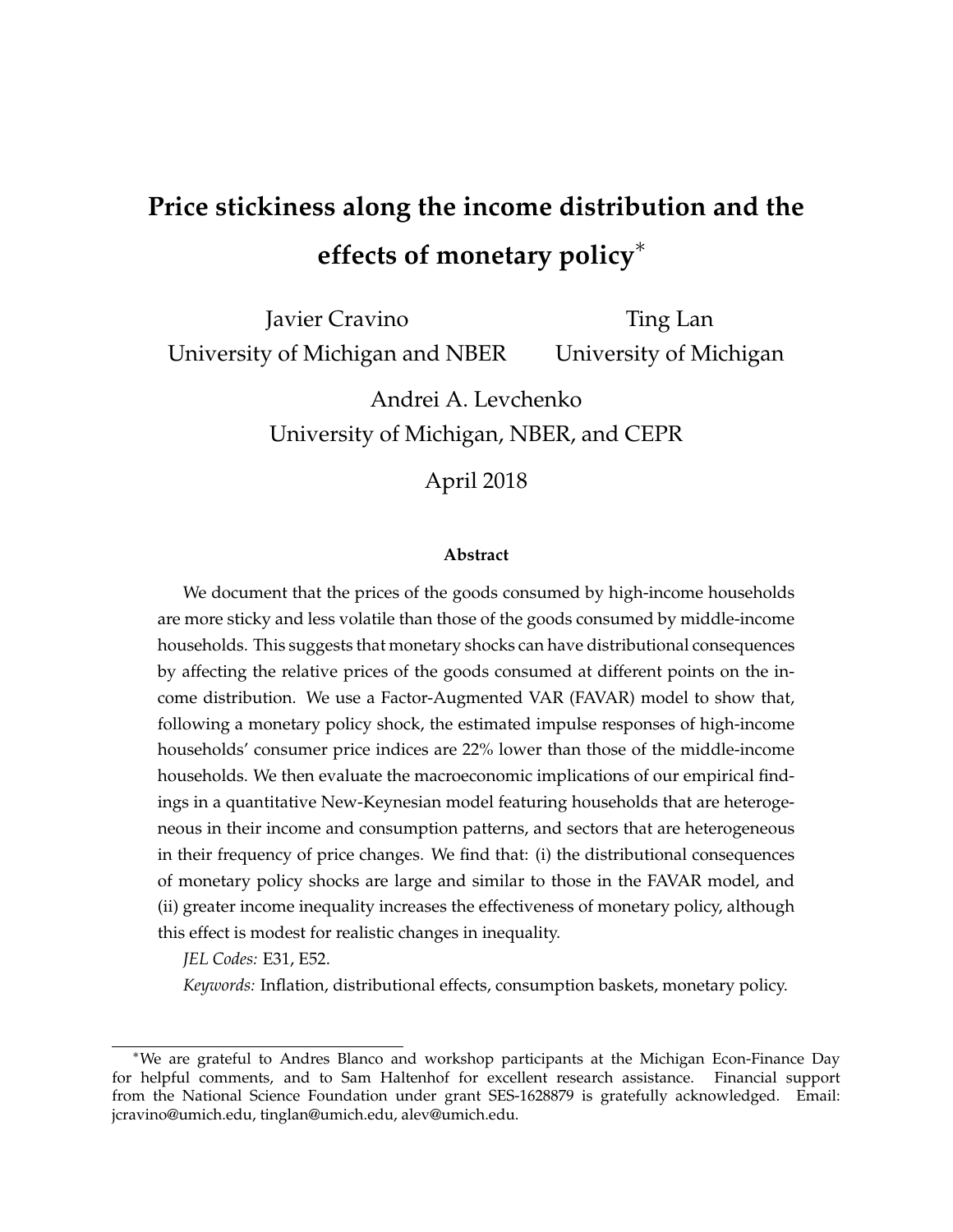# Price stickiness along the income distribution and the effects of monetary policy*

Javier Cravino
University of Michigan and NBER

Ting Lan
University of Michigan

Andrei A. Levchenko
University of Michigan, NBER, and CEPR

April 2018

**Abstract**

We document that the prices of the goods consumed by high-income households are more sticky and less volatile than those of the goods consumed by middle-income households. This suggests that monetary shocks can have distributional consequences by affecting the relative prices of the goods consumed at different points on the income distribution. We use a Factor-Augmented VAR (FAVAR) model to show that, following a monetary policy shock, the estimated impulse responses of high-income households' consumer price indices are 22% lower than those of the middle-income households. We then evaluate the macroeconomic implications of our empirical findings in a quantitative New-Keynesian model featuring households that are heterogeneous in their income and consumption patterns, and sectors that are heterogeneous in their frequency of price changes. We find that: (i) the distributional consequences of monetary policy shocks are large and similar to those in the FAVAR model, and (ii) greater income inequality increases the effectiveness of monetary policy, although this effect is modest for realistic changes in inequality.

*JEL Codes:* E31, E52.

*Keywords:* Inflation, distributional effects, consumption baskets, monetary policy.

---

*We are grateful to Andres Blanco and workshop participants at the Michigan Econ-Finance Day for helpful comments, and to Sam Haltenhof for excellent research assistance. Financial support from the National Science Foundation under grant SES-1628879 is gratefully acknowledged. Email: jcravino@umich.edu, tinglan@umich.edu, alev@umich.edu.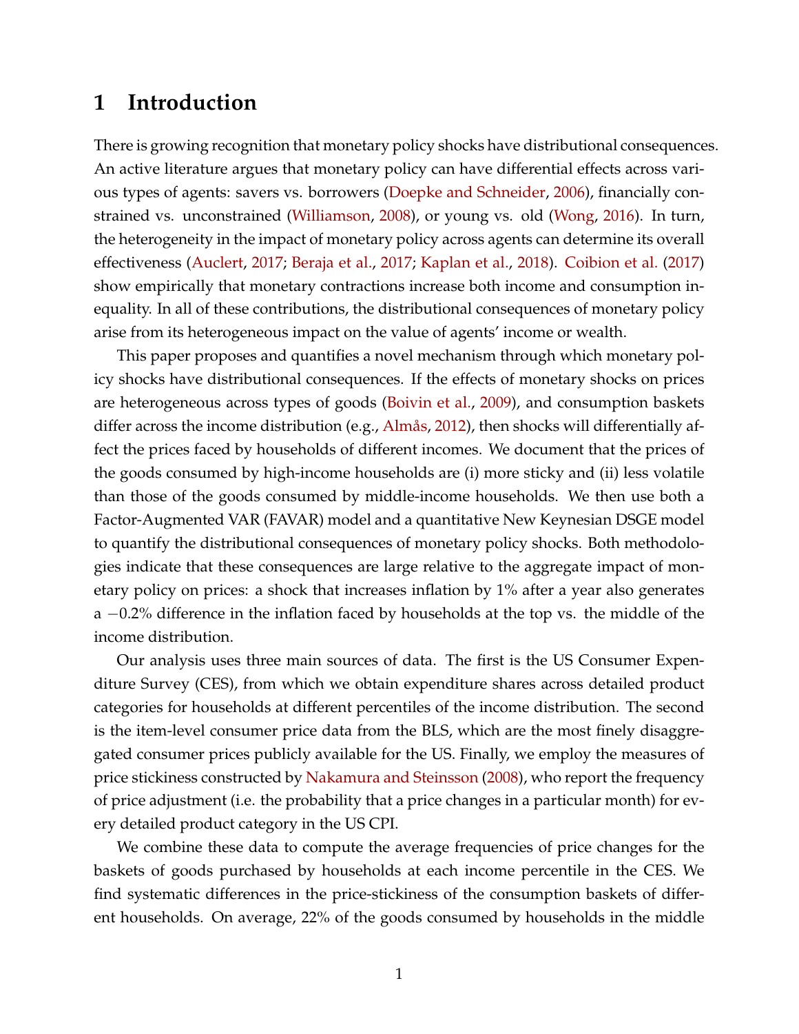# 1 Introduction

There is growing recognition that monetary policy shocks have distributional consequences. An active literature argues that monetary policy can have differential effects across various types of agents: savers vs. borrowers (Doepke and Schneider, 2006), financially constrained vs. unconstrained (Williamson, 2008), or young vs. old (Wong, 2016). In turn, the heterogeneity in the impact of monetary policy across agents can determine its overall effectiveness (Auclert, 2017; Beraja et al., 2017; Kaplan et al., 2018). Coibion et al. (2017) show empirically that monetary contractions increase both income and consumption inequality. In all of these contributions, the distributional consequences of monetary policy arise from its heterogeneous impact on the value of agents' income or wealth.

This paper proposes and quantifies a novel mechanism through which monetary policy shocks have distributional consequences. If the effects of monetary shocks on prices are heterogeneous across types of goods (Boivin et al., 2009), and consumption baskets differ across the income distribution (e.g., Almås, 2012), then shocks will differentially affect the prices faced by households of different incomes. We document that the prices of the goods consumed by high-income households are (i) more sticky and (ii) less volatile than those of the goods consumed by middle-income households. We then use both a Factor-Augmented VAR (FAVAR) model and a quantitative New Keynesian DSGE model to quantify the distributional consequences of monetary policy shocks. Both methodologies indicate that these consequences are large relative to the aggregate impact of monetary policy on prices: a shock that increases inflation by 1% after a year also generates a $-0.2\%$ difference in the inflation faced by households at the top vs. the middle of the income distribution.

Our analysis uses three main sources of data. The first is the US Consumer Expenditure Survey (CES), from which we obtain expenditure shares across detailed product categories for households at different percentiles of the income distribution. The second is the item-level consumer price data from the BLS, which are the most finely disaggregated consumer prices publicly available for the US. Finally, we employ the measures of price stickiness constructed by Nakamura and Steinsson (2008), who report the frequency of price adjustment (i.e. the probability that a price changes in a particular month) for every detailed product category in the US CPI.

We combine these data to compute the average frequencies of price changes for the baskets of goods purchased by households at each income percentile in the CES. We find systematic differences in the price-stickiness of the consumption baskets of different households. On average, 22% of the goods consumed by households in the middle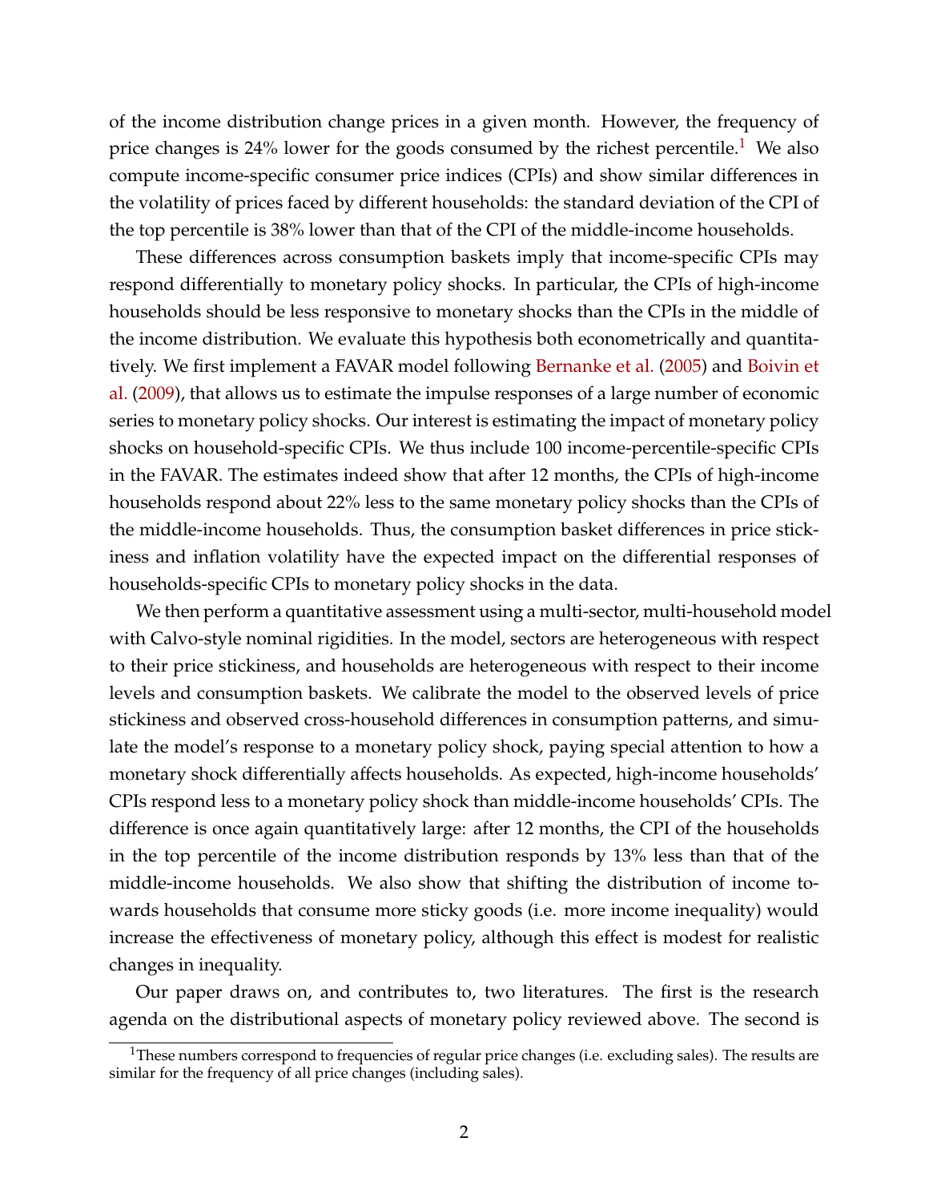of the income distribution change prices in a given month. However, the frequency of price changes is 24% lower for the goods consumed by the richest percentile.[1] We also compute income-specific consumer price indices (CPIs) and show similar differences in the volatility of prices faced by different households: the standard deviation of the CPI of the top percentile is 38% lower than that of the CPI of the middle-income households.

These differences across consumption baskets imply that income-specific CPIs may respond differentially to monetary policy shocks. In particular, the CPIs of high-income households should be less responsive to monetary shocks than the CPIs in the middle of the income distribution. We evaluate this hypothesis both econometrically and quantitatively. We first implement a FAVAR model following Bernanke et al. (2005) and Boivin et al. (2009), that allows us to estimate the impulse responses of a large number of economic series to monetary policy shocks. Our interest is estimating the impact of monetary policy shocks on household-specific CPIs. We thus include 100 income-percentile-specific CPIs in the FAVAR. The estimates indeed show that after 12 months, the CPIs of high-income households respond about 22% less to the same monetary policy shocks than the CPIs of the middle-income households. Thus, the consumption basket differences in price stickiness and inflation volatility have the expected impact on the differential responses of households-specific CPIs to monetary policy shocks in the data.

We then perform a quantitative assessment using a multi-sector, multi-household model with Calvo-style nominal rigidities. In the model, sectors are heterogeneous with respect to their price stickiness, and households are heterogeneous with respect to their income levels and consumption baskets. We calibrate the model to the observed levels of price stickiness and observed cross-household differences in consumption patterns, and simulate the model's response to a monetary policy shock, paying special attention to how a monetary shock differentially affects households. As expected, high-income households' CPIs respond less to a monetary policy shock than middle-income households' CPIs. The difference is once again quantitatively large: after 12 months, the CPI of the households in the top percentile of the income distribution responds by 13% less than that of the middle-income households. We also show that shifting the distribution of income towards households that consume more sticky goods (i.e. more income inequality) would increase the effectiveness of monetary policy, although this effect is modest for realistic changes in inequality.

Our paper draws on, and contributes to, two literatures. The first is the research agenda on the distributional aspects of monetary policy reviewed above. The second is

[1] These numbers correspond to frequencies of regular price changes (i.e. excluding sales). The results are similar for the frequency of all price changes (including sales).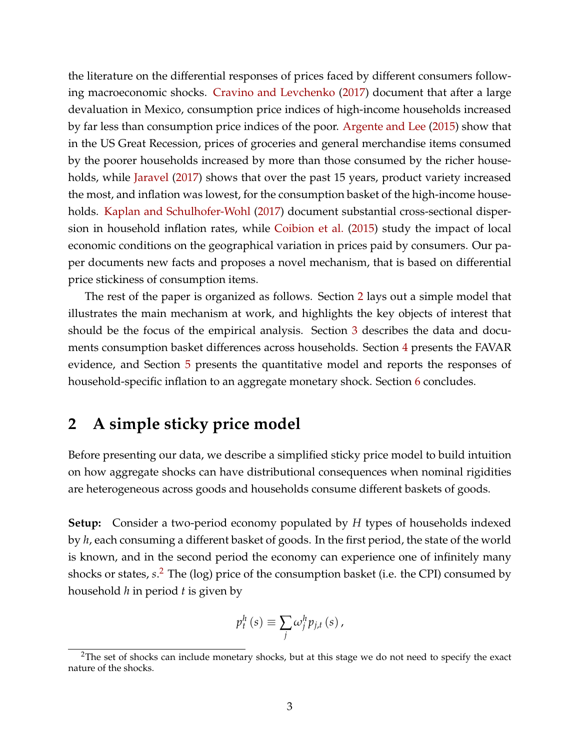the literature on the differential responses of prices faced by different consumers following macroeconomic shocks. Cravino and Levchenko (2017) document that after a large devaluation in Mexico, consumption price indices of high-income households increased by far less than consumption price indices of the poor. Argente and Lee (2015) show that in the US Great Recession, prices of groceries and general merchandise items consumed by the poorer households increased by more than those consumed by the richer households, while Jaravel (2017) shows that over the past 15 years, product variety increased the most, and inflation was lowest, for the consumption basket of the high-income households. Kaplan and Schulhofer-Wohl (2017) document substantial cross-sectional dispersion in household inflation rates, while Coibion et al. (2015) study the impact of local economic conditions on the geographical variation in prices paid by consumers. Our paper documents new facts and proposes a novel mechanism, that is based on differential price stickiness of consumption items.

The rest of the paper is organized as follows. Section 2 lays out a simple model that illustrates the main mechanism at work, and highlights the key objects of interest that should be the focus of the empirical analysis. Section 3 describes the data and documents consumption basket differences across households. Section 4 presents the FAVAR evidence, and Section 5 presents the quantitative model and reports the responses of household-specific inflation to an aggregate monetary shock. Section 6 concludes.

# 2 A simple sticky price model

Before presenting our data, we describe a simplified sticky price model to build intuition on how aggregate shocks can have distributional consequences when nominal rigidities are heterogeneous across goods and households consume different baskets of goods.

**Setup:** Consider a two-period economy populated by $H$ types of households indexed by $h$, each consuming a different basket of goods. In the first period, the state of the world is known, and in the second period the economy can experience one of infinitely many shocks or states, $s$.[2] The (log) price of the consumption basket (i.e. the CPI) consumed by household $h$ in period $t$ is given by

$$p_t^h(s) \equiv \sum_j \omega_j^h p_{j,t}(s),$$

[2]The set of shocks can include monetary shocks, but at this stage we do not need to specify the exact nature of the shocks.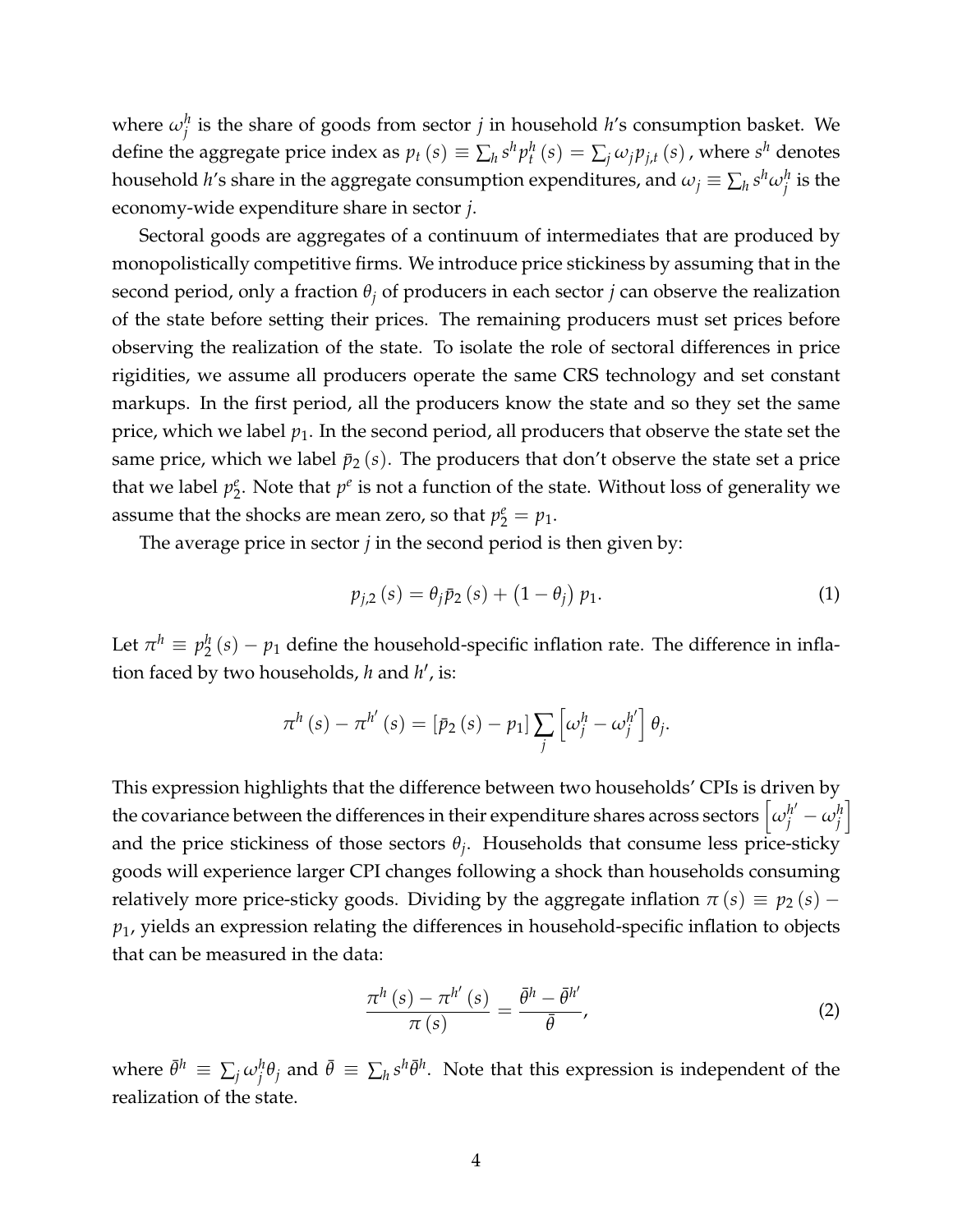where $\omega_j^h$ is the share of goods from sector $j$ in household $h$'s consumption basket. We define the aggregate price index as $p_t(s) \equiv \sum_h s^h p_t^h(s) = \sum_j \omega_j p_{j,t}(s)$, where $s^h$ denotes household $h$'s share in the aggregate consumption expenditures, and $\omega_j \equiv \sum_h s^h \omega_j^h$ is the economy-wide expenditure share in sector $j$.

Sectoral goods are aggregates of a continuum of intermediates that are produced by monopolistically competitive firms. We introduce price stickiness by assuming that in the second period, only a fraction $\theta_j$ of producers in each sector $j$ can observe the realization of the state before setting their prices. The remaining producers must set prices before observing the realization of the state. To isolate the role of sectoral differences in price rigidities, we assume all producers operate the same CRS technology and set constant markups. In the first period, all the producers know the state and so they set the same price, which we label $p_1$. In the second period, all producers that observe the state set the same price, which we label $\bar{p}_2(s)$. The producers that don't observe the state set a price that we label $p_2^e$. Note that $p^e$ is not a function of the state. Without loss of generality we assume that the shocks are mean zero, so that $p_2^e = p_1$.

The average price in sector $j$ in the second period is then given by:

$$p_{j,2}(s) = \theta_j \bar{p}_2(s) + (1 - \theta_j) p_1. \tag{1}$$

Let $\pi^h \equiv p_2^h(s) - p_1$ define the household-specific inflation rate. The difference in inflation faced by two households, $h$ and $h'$, is:

$$\pi^h(s) - \pi^{h'}(s) = [\bar{p}_2(s) - p_1] \sum_j \left[\omega_j^h - \omega_j^{h'}\right] \theta_j.$$

This expression highlights that the difference between two households' CPIs is driven by the covariance between the differences in their expenditure shares across sectors $\left[\omega_j^{h'} - \omega_j^h\right]$ and the price stickiness of those sectors $\theta_j$. Households that consume less price-sticky goods will experience larger CPI changes following a shock than households consuming relatively more price-sticky goods. Dividing by the aggregate inflation $\pi(s) \equiv p_2(s) - p_1$, yields an expression relating the differences in household-specific inflation to objects that can be measured in the data:

$$\frac{\pi^h(s) - \pi^{h'}(s)}{\pi(s)} = \frac{\bar{\theta}^h - \bar{\theta}^{h'}}{\bar{\theta}}, \tag{2}$$

where $\bar{\theta}^h \equiv \sum_j \omega_j^h \theta_j$ and $\bar{\theta} \equiv \sum_h s^h \bar{\theta}^h$. Note that this expression is independent of the realization of the state.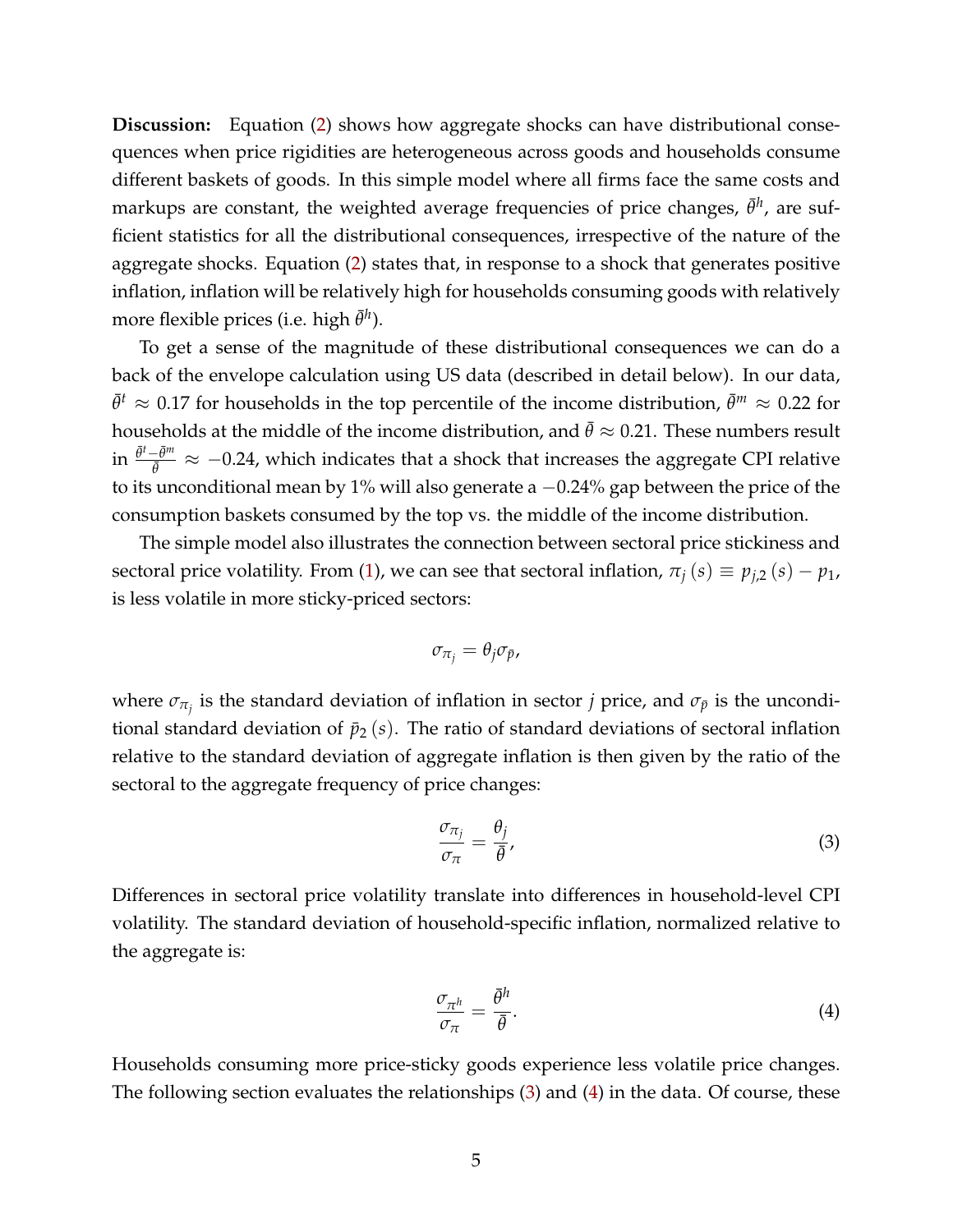**Discussion:** Equation (2) shows how aggregate shocks can have distributional consequences when price rigidities are heterogeneous across goods and households consume different baskets of goods. In this simple model where all firms face the same costs and markups are constant, the weighted average frequencies of price changes, $\bar{\theta}^h$, are sufficient statistics for all the distributional consequences, irrespective of the nature of the aggregate shocks. Equation (2) states that, in response to a shock that generates positive inflation, inflation will be relatively high for households consuming goods with relatively more flexible prices (i.e. high $\bar{\theta}^h$).

To get a sense of the magnitude of these distributional consequences we can do a back of the envelope calculation using US data (described in detail below). In our data, $\bar{\theta}^t \approx 0.17$ for households in the top percentile of the income distribution, $\bar{\theta}^m \approx 0.22$ for households at the middle of the income distribution, and $\bar{\theta} \approx 0.21$. These numbers result in $\frac{\bar{\theta}^t - \bar{\theta}^m}{\bar{\theta}} \approx -0.24$, which indicates that a shock that increases the aggregate CPI relative to its unconditional mean by 1% will also generate a $-0.24\%$ gap between the price of the consumption baskets consumed by the top vs. the middle of the income distribution.

The simple model also illustrates the connection between sectoral price stickiness and sectoral price volatility. From (1), we can see that sectoral inflation, $\pi_j(s) \equiv p_{j,2}(s) - p_1$, is less volatile in more sticky-priced sectors:

$$\sigma_{\pi_j} = \theta_j \sigma_{\bar{p}},$$

where $\sigma_{\pi_j}$ is the standard deviation of inflation in sector $j$ price, and $\sigma_{\bar{p}}$ is the unconditional standard deviation of $\bar{p}_2(s)$. The ratio of standard deviations of sectoral inflation relative to the standard deviation of aggregate inflation is then given by the ratio of the sectoral to the aggregate frequency of price changes:

$$\frac{\sigma_{\pi_j}}{\sigma_\pi} = \frac{\theta_j}{\bar{\theta}}, \tag{3}$$

Differences in sectoral price volatility translate into differences in household-level CPI volatility. The standard deviation of household-specific inflation, normalized relative to the aggregate is:

$$\frac{\sigma_{\pi^h}}{\sigma_\pi} = \frac{\bar{\theta}^h}{\bar{\theta}}. \tag{4}$$

Households consuming more price-sticky goods experience less volatile price changes. The following section evaluates the relationships (3) and (4) in the data. Of course, these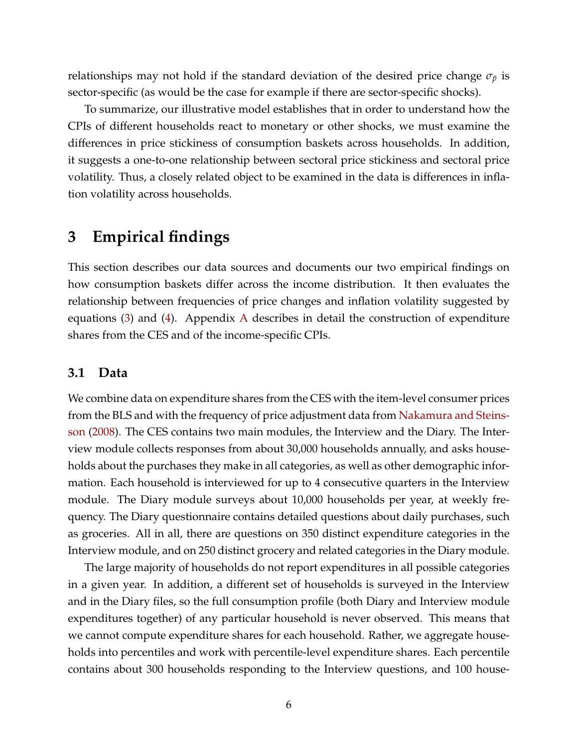relationships may not hold if the standard deviation of the desired price change $\sigma_{\bar{p}}$ is sector-specific (as would be the case for example if there are sector-specific shocks).

To summarize, our illustrative model establishes that in order to understand how the CPIs of different households react to monetary or other shocks, we must examine the differences in price stickiness of consumption baskets across households. In addition, it suggests a one-to-one relationship between sectoral price stickiness and sectoral price volatility. Thus, a closely related object to be examined in the data is differences in inflation volatility across households.

# 3 Empirical findings

This section describes our data sources and documents our two empirical findings on how consumption baskets differ across the income distribution. It then evaluates the relationship between frequencies of price changes and inflation volatility suggested by equations (3) and (4). Appendix A describes in detail the construction of expenditure shares from the CES and of the income-specific CPIs.

## 3.1 Data

We combine data on expenditure shares from the CES with the item-level consumer prices from the BLS and with the frequency of price adjustment data from Nakamura and Steinsson (2008). The CES contains two main modules, the Interview and the Diary. The Interview module collects responses from about 30,000 households annually, and asks households about the purchases they make in all categories, as well as other demographic information. Each household is interviewed for up to 4 consecutive quarters in the Interview module. The Diary module surveys about 10,000 households per year, at weekly frequency. The Diary questionnaire contains detailed questions about daily purchases, such as groceries. All in all, there are questions on 350 distinct expenditure categories in the Interview module, and on 250 distinct grocery and related categories in the Diary module.

The large majority of households do not report expenditures in all possible categories in a given year. In addition, a different set of households is surveyed in the Interview and in the Diary files, so the full consumption profile (both Diary and Interview module expenditures together) of any particular household is never observed. This means that we cannot compute expenditure shares for each household. Rather, we aggregate households into percentiles and work with percentile-level expenditure shares. Each percentile contains about 300 households responding to the Interview questions, and 100 house-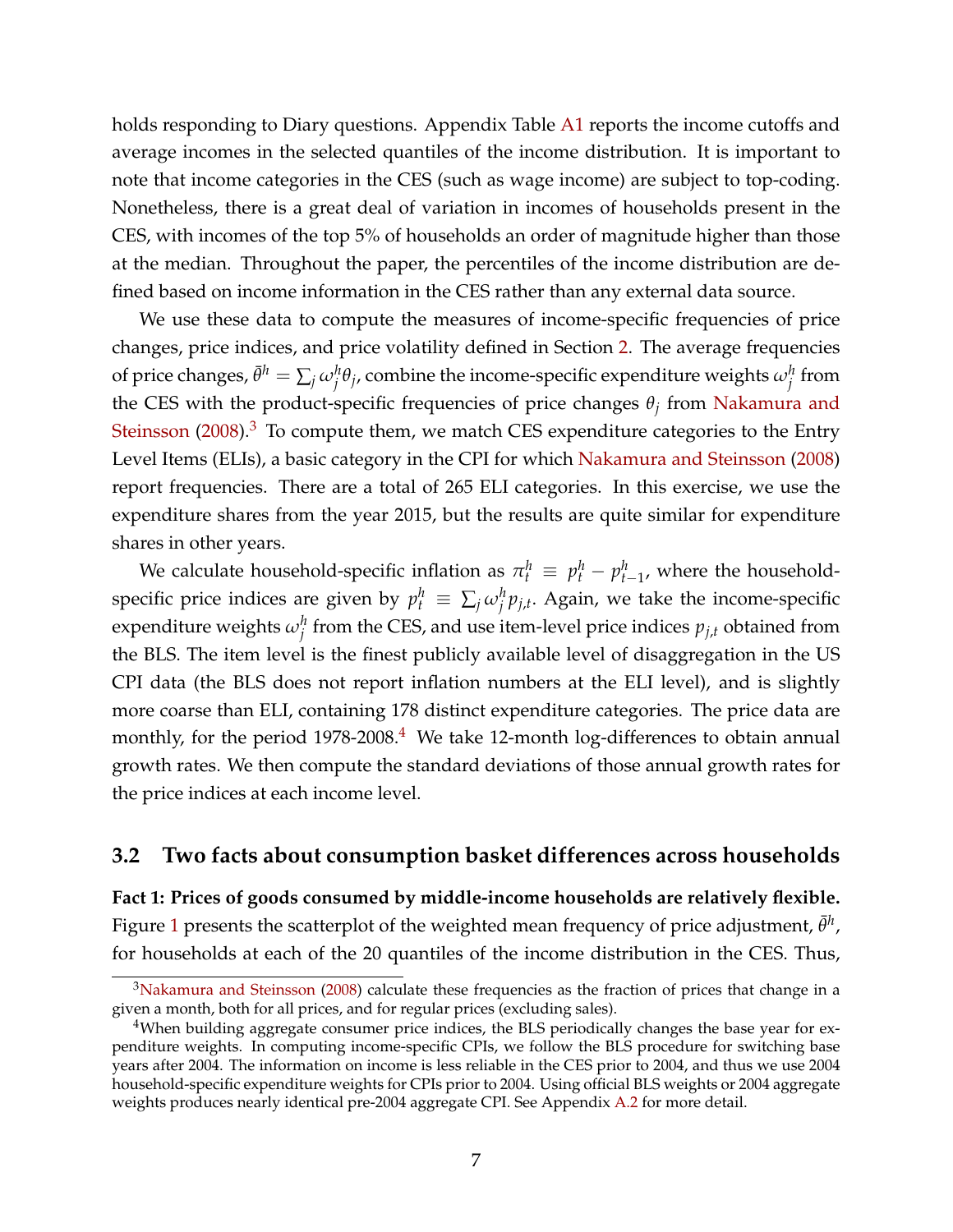holds responding to Diary questions. Appendix Table A1 reports the income cutoffs and average incomes in the selected quantiles of the income distribution. It is important to note that income categories in the CES (such as wage income) are subject to top-coding. Nonetheless, there is a great deal of variation in incomes of households present in the CES, with incomes of the top 5% of households an order of magnitude higher than those at the median. Throughout the paper, the percentiles of the income distribution are defined based on income information in the CES rather than any external data source.

We use these data to compute the measures of income-specific frequencies of price changes, price indices, and price volatility defined in Section 2. The average frequencies of price changes, $\bar{\theta}^h = \sum_j \omega_j^h \theta_j$, combine the income-specific expenditure weights $\omega_j^h$ from the CES with the product-specific frequencies of price changes $\theta_j$ from Nakamura and Steinsson (2008).[3] To compute them, we match CES expenditure categories to the Entry Level Items (ELIs), a basic category in the CPI for which Nakamura and Steinsson (2008) report frequencies. There are a total of 265 ELI categories. In this exercise, we use the expenditure shares from the year 2015, but the results are quite similar for expenditure shares in other years.

We calculate household-specific inflation as $\pi_t^h \equiv p_t^h - p_{t-1}^h$, where the household-specific price indices are given by $p_t^h \equiv \sum_j \omega_j^h p_{j,t}$. Again, we take the income-specific expenditure weights $\omega_j^h$ from the CES, and use item-level price indices $p_{j,t}$ obtained from the BLS. The item level is the finest publicly available level of disaggregation in the US CPI data (the BLS does not report inflation numbers at the ELI level), and is slightly more coarse than ELI, containing 178 distinct expenditure categories. The price data are monthly, for the period 1978-2008.[4] We take 12-month log-differences to obtain annual growth rates. We then compute the standard deviations of those annual growth rates for the price indices at each income level.

## 3.2 Two facts about consumption basket differences across households

**Fact 1: Prices of goods consumed by middle-income households are relatively flexible.** Figure 1 presents the scatterplot of the weighted mean frequency of price adjustment, $\bar{\theta}^h$, for households at each of the 20 quantiles of the income distribution in the CES. Thus,

[3] Nakamura and Steinsson (2008) calculate these frequencies as the fraction of prices that change in a given a month, both for all prices, and for regular prices (excluding sales).

[4] When building aggregate consumer price indices, the BLS periodically changes the base year for expenditure weights. In computing income-specific CPIs, we follow the BLS procedure for switching base years after 2004. The information on income is less reliable in the CES prior to 2004, and thus we use 2004 household-specific expenditure weights for CPIs prior to 2004. Using official BLS weights or 2004 aggregate weights produces nearly identical pre-2004 aggregate CPI. See Appendix A.2 for more detail.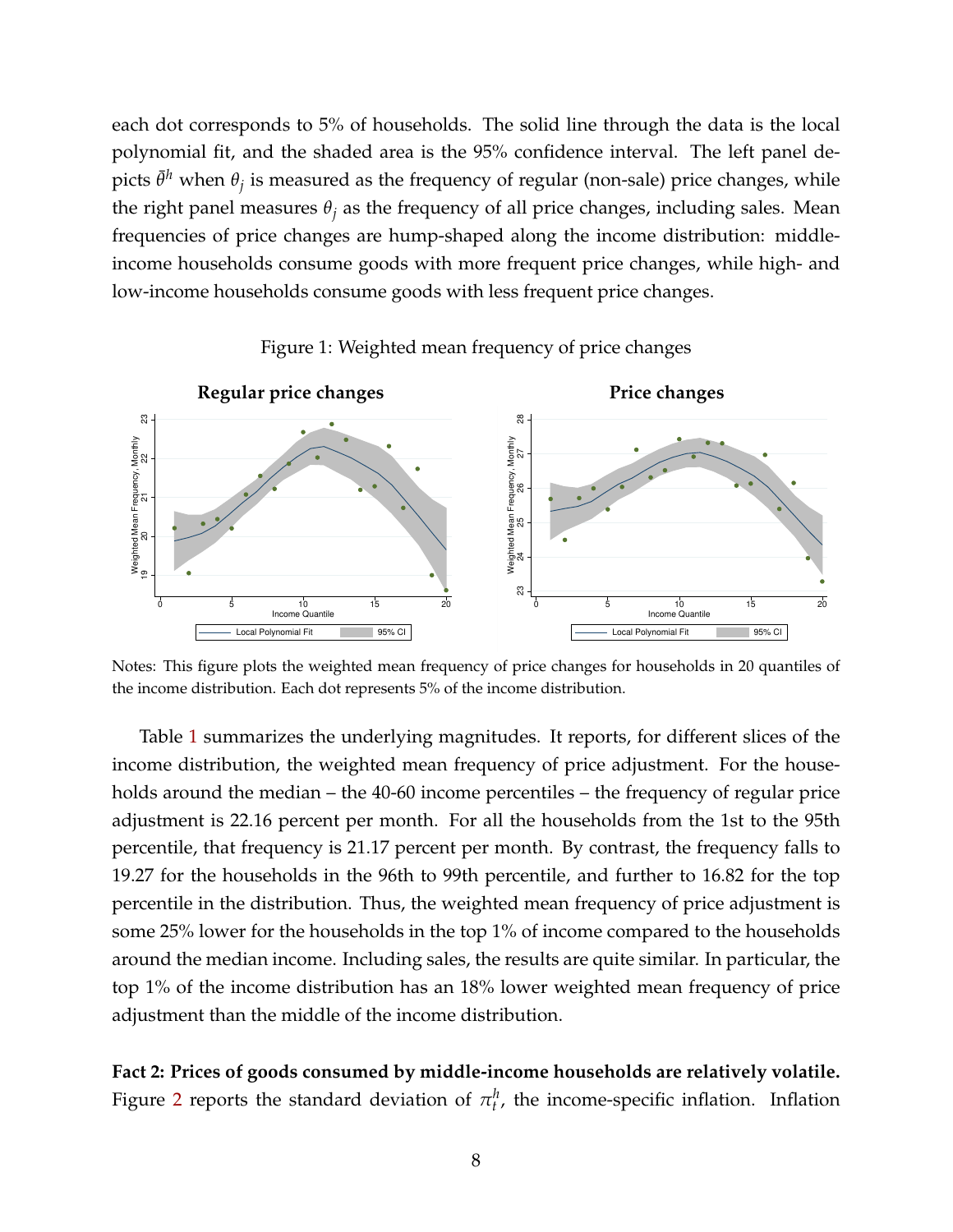each dot corresponds to 5% of households. The solid line through the data is the local polynomial fit, and the shaded area is the 95% confidence interval. The left panel depicts $\bar{\theta}^h$ when $\theta_j$ is measured as the frequency of regular (non-sale) price changes, while the right panel measures $\theta_j$ as the frequency of all price changes, including sales. Mean frequencies of price changes are hump-shaped along the income distribution: middle-income households consume goods with more frequent price changes, while high- and low-income households consume goods with less frequent price changes.

Figure 1: Weighted mean frequency of price changes

Notes: This figure plots the weighted mean frequency of price changes for households in 20 quantiles of the income distribution. Each dot represents 5% of the income distribution.

Table 1 summarizes the underlying magnitudes. It reports, for different slices of the income distribution, the weighted mean frequency of price adjustment. For the households around the median – the 40-60 income percentiles – the frequency of regular price adjustment is 22.16 percent per month. For all the households from the 1st to the 95th percentile, that frequency is 21.17 percent per month. By contrast, the frequency falls to 19.27 for the households in the 96th to 99th percentile, and further to 16.82 for the top percentile in the distribution. Thus, the weighted mean frequency of price adjustment is some 25% lower for the households in the top 1% of income compared to the households around the median income. Including sales, the results are quite similar. In particular, the top 1% of the income distribution has an 18% lower weighted mean frequency of price adjustment than the middle of the income distribution.

**Fact 2: Prices of goods consumed by middle-income households are relatively volatile.** Figure 2 reports the standard deviation of $\pi_t^h$, the income-specific inflation. Inflation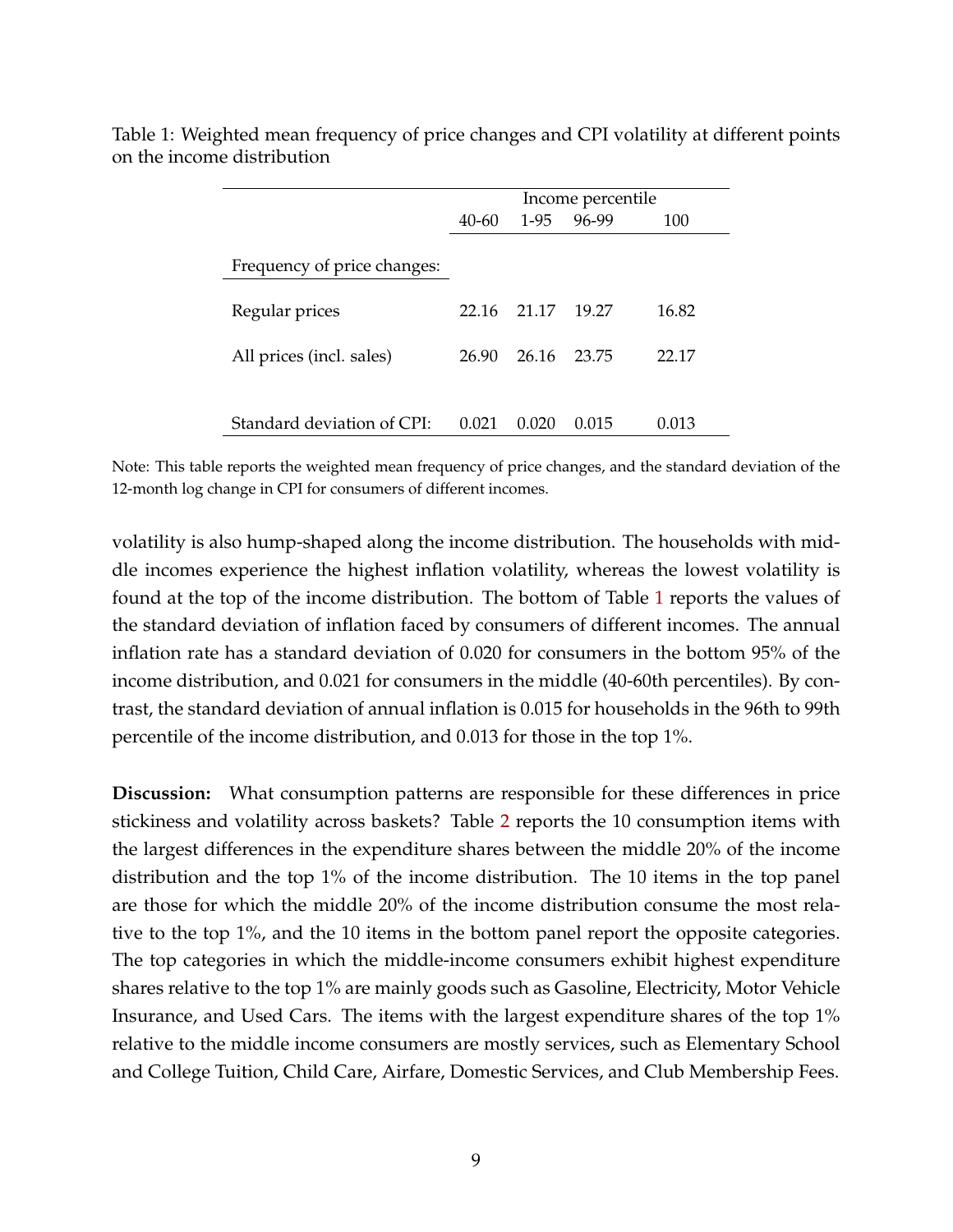Table 1: Weighted mean frequency of price changes and CPI volatility at different points on the income distribution

| | Income percentile | | | |
|---|---|---|---|---|
| | 40-60 | 1-95 | 96-99 | 100 |
| Frequency of price changes: | | | | |
| Regular prices | 22.16 | 21.17 | 19.27 | 16.82 |
| All prices (incl. sales) | 26.90 | 26.16 | 23.75 | 22.17 |
| Standard deviation of CPI: | 0.021 | 0.020 | 0.015 | 0.013 |

Note: This table reports the weighted mean frequency of price changes, and the standard deviation of the 12-month log change in CPI for consumers of different incomes.

volatility is also hump-shaped along the income distribution. The households with middle incomes experience the highest inflation volatility, whereas the lowest volatility is found at the top of the income distribution. The bottom of Table 1 reports the values of the standard deviation of inflation faced by consumers of different incomes. The annual inflation rate has a standard deviation of 0.020 for consumers in the bottom 95% of the income distribution, and 0.021 for consumers in the middle (40-60th percentiles). By contrast, the standard deviation of annual inflation is 0.015 for households in the 96th to 99th percentile of the income distribution, and 0.013 for those in the top 1%.

**Discussion:** What consumption patterns are responsible for these differences in price stickiness and volatility across baskets? Table 2 reports the 10 consumption items with the largest differences in the expenditure shares between the middle 20% of the income distribution and the top 1% of the income distribution. The 10 items in the top panel are those for which the middle 20% of the income distribution consume the most relative to the top 1%, and the 10 items in the bottom panel report the opposite categories. The top categories in which the middle-income consumers exhibit highest expenditure shares relative to the top 1% are mainly goods such as Gasoline, Electricity, Motor Vehicle Insurance, and Used Cars. The items with the largest expenditure shares of the top 1% relative to the middle income consumers are mostly services, such as Elementary School and College Tuition, Child Care, Airfare, Domestic Services, and Club Membership Fees.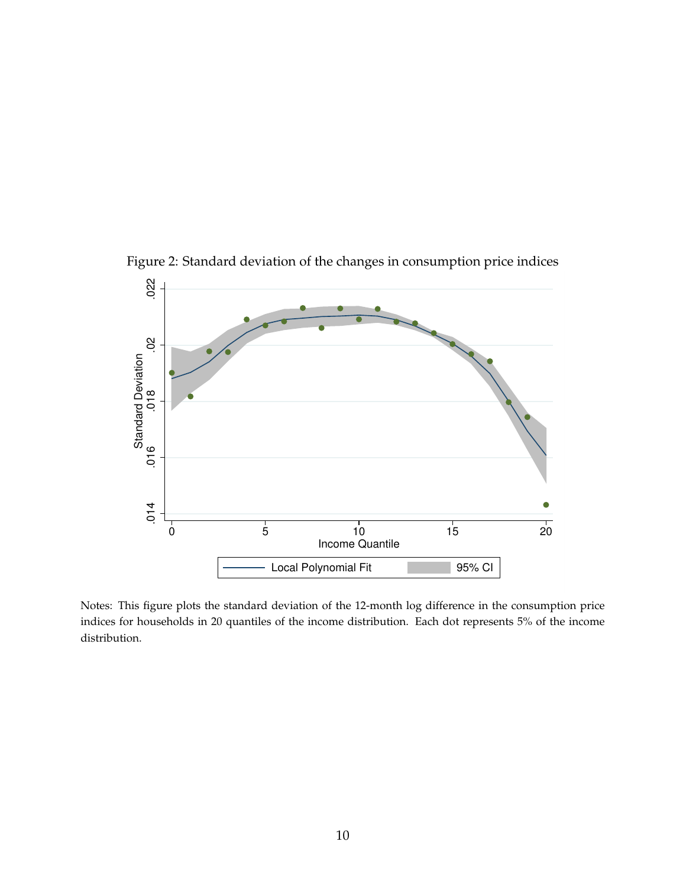Figure 2: Standard deviation of the changes in consumption price indices

Notes: This figure plots the standard deviation of the 12-month log difference in the consumption price indices for households in 20 quantiles of the income distribution. Each dot represents 5% of the income distribution.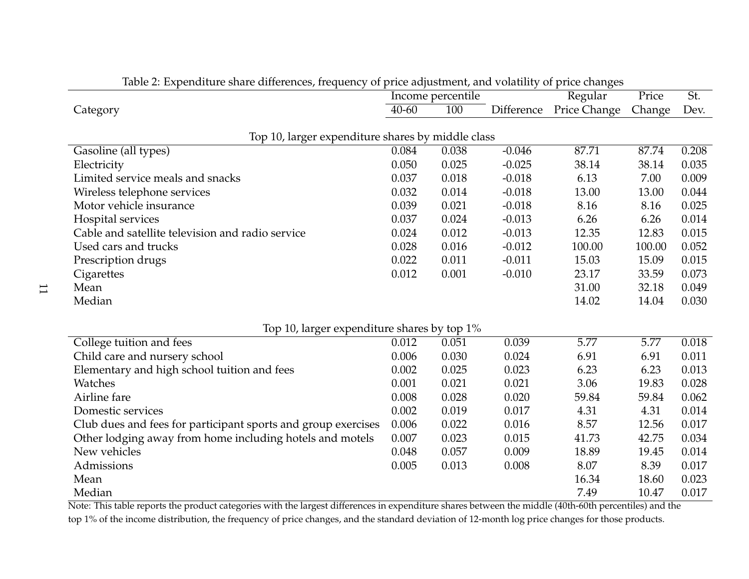Table 2: Expenditure share differences, frequency of price adjustment, and volatility of price changes

| Category | Income percentile | | Difference | Regular Price Change | Price Change | St. Dev. |
|---|---|---|---|---|---|---|
| | 40-60 | 100 | | | | |
| **Top 10, larger expenditure shares by middle class** | | | | | | |
| Gasoline (all types) | 0.084 | 0.038 | -0.046 | 87.71 | 87.74 | 0.208 |
| Electricity | 0.050 | 0.025 | -0.025 | 38.14 | 38.14 | 0.035 |
| Limited service meals and snacks | 0.037 | 0.018 | -0.018 | 6.13 | 7.00 | 0.009 |
| Wireless telephone services | 0.032 | 0.014 | -0.018 | 13.00 | 13.00 | 0.044 |
| Motor vehicle insurance | 0.039 | 0.021 | -0.018 | 8.16 | 8.16 | 0.025 |
| Hospital services | 0.037 | 0.024 | -0.013 | 6.26 | 6.26 | 0.014 |
| Cable and satellite television and radio service | 0.024 | 0.012 | -0.013 | 12.35 | 12.83 | 0.015 |
| Used cars and trucks | 0.028 | 0.016 | -0.012 | 100.00 | 100.00 | 0.052 |
| Prescription drugs | 0.022 | 0.011 | -0.011 | 15.03 | 15.09 | 0.015 |
| Cigarettes | 0.012 | 0.001 | -0.010 | 23.17 | 33.59 | 0.073 |
| Mean | | | | 31.00 | 32.18 | 0.049 |
| Median | | | | 14.02 | 14.04 | 0.030 |
| **Top 10, larger expenditure shares by top 1%** | | | | | | |
| College tuition and fees | 0.012 | 0.051 | 0.039 | 5.77 | 5.77 | 0.018 |
| Child care and nursery school | 0.006 | 0.030 | 0.024 | 6.91 | 6.91 | 0.011 |
| Elementary and high school tuition and fees | 0.002 | 0.025 | 0.023 | 6.23 | 6.23 | 0.013 |
| Watches | 0.001 | 0.021 | 0.021 | 3.06 | 19.83 | 0.028 |
| Airline fare | 0.008 | 0.028 | 0.020 | 59.84 | 59.84 | 0.062 |
| Domestic services | 0.002 | 0.019 | 0.017 | 4.31 | 4.31 | 0.014 |
| Club dues and fees for participant sports and group exercises | 0.006 | 0.022 | 0.016 | 8.57 | 12.56 | 0.017 |
| Other lodging away from home including hotels and motels | 0.007 | 0.023 | 0.015 | 41.73 | 42.75 | 0.034 |
| New vehicles | 0.048 | 0.057 | 0.009 | 18.89 | 19.45 | 0.014 |
| Admissions | 0.005 | 0.013 | 0.008 | 8.07 | 8.39 | 0.017 |
| Mean | | | | 16.34 | 18.60 | 0.023 |
| Median | | | | 7.49 | 10.47 | 0.017 |

Note: This table reports the product categories with the largest differences in expenditure shares between the middle (40th-60th percentiles) and the top 1% of the income distribution, the frequency of price changes, and the standard deviation of 12-month log price changes for those products.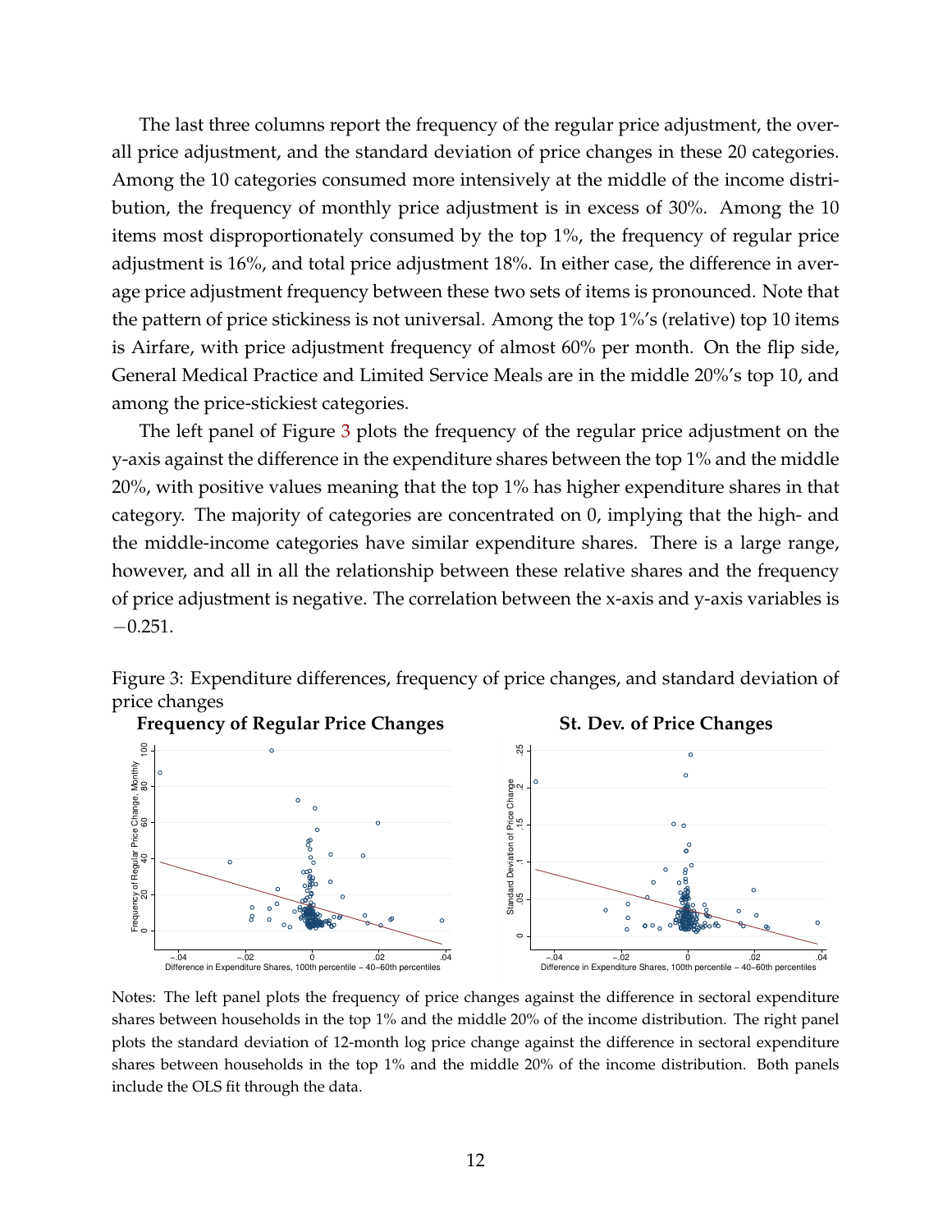The last three columns report the frequency of the regular price adjustment, the overall price adjustment, and the standard deviation of price changes in these 20 categories. Among the 10 categories consumed more intensively at the middle of the income distribution, the frequency of monthly price adjustment is in excess of 30%. Among the 10 items most disproportionately consumed by the top 1%, the frequency of regular price adjustment is 16%, and total price adjustment 18%. In either case, the difference in average price adjustment frequency between these two sets of items is pronounced. Note that the pattern of price stickiness is not universal. Among the top 1%'s (relative) top 10 items is Airfare, with price adjustment frequency of almost 60% per month. On the flip side, General Medical Practice and Limited Service Meals are in the middle 20%'s top 10, and among the price-stickiest categories.

The left panel of Figure 3 plots the frequency of the regular price adjustment on the y-axis against the difference in the expenditure shares between the top 1% and the middle 20%, with positive values meaning that the top 1% has higher expenditure shares in that category. The majority of categories are concentrated on 0, implying that the high- and the middle-income categories have similar expenditure shares. There is a large range, however, and all in all the relationship between these relative shares and the frequency of price adjustment is negative. The correlation between the x-axis and y-axis variables is $-0.251$.

Figure 3: Expenditure differences, frequency of price changes, and standard deviation of price changes

Notes: The left panel plots the frequency of price changes against the difference in sectoral expenditure shares between households in the top 1% and the middle 20% of the income distribution. The right panel plots the standard deviation of 12-month log price change against the difference in sectoral expenditure shares between households in the top 1% and the middle 20% of the income distribution. Both panels include the OLS fit through the data.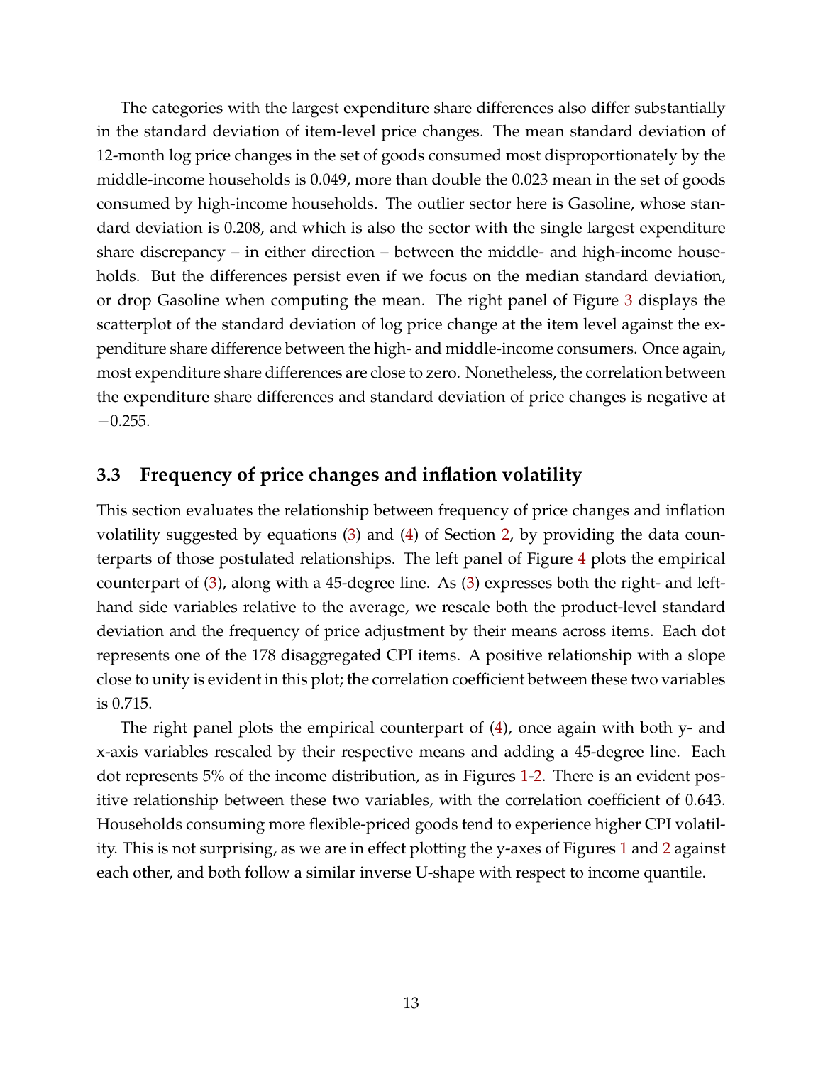The categories with the largest expenditure share differences also differ substantially in the standard deviation of item-level price changes. The mean standard deviation of 12-month log price changes in the set of goods consumed most disproportionately by the middle-income households is 0.049, more than double the 0.023 mean in the set of goods consumed by high-income households. The outlier sector here is Gasoline, whose standard deviation is 0.208, and which is also the sector with the single largest expenditure share discrepancy – in either direction – between the middle- and high-income households. But the differences persist even if we focus on the median standard deviation, or drop Gasoline when computing the mean. The right panel of Figure 3 displays the scatterplot of the standard deviation of log price change at the item level against the expenditure share difference between the high- and middle-income consumers. Once again, most expenditure share differences are close to zero. Nonetheless, the correlation between the expenditure share differences and standard deviation of price changes is negative at $-0.255$.

### 3.3 Frequency of price changes and inflation volatility

This section evaluates the relationship between frequency of price changes and inflation volatility suggested by equations (3) and (4) of Section 2, by providing the data counterparts of those postulated relationships. The left panel of Figure 4 plots the empirical counterpart of (3), along with a 45-degree line. As (3) expresses both the right- and left-hand side variables relative to the average, we rescale both the product-level standard deviation and the frequency of price adjustment by their means across items. Each dot represents one of the 178 disaggregated CPI items. A positive relationship with a slope close to unity is evident in this plot; the correlation coefficient between these two variables is 0.715.

The right panel plots the empirical counterpart of (4), once again with both y- and x-axis variables rescaled by their respective means and adding a 45-degree line. Each dot represents 5% of the income distribution, as in Figures 1-2. There is an evident positive relationship between these two variables, with the correlation coefficient of 0.643. Households consuming more flexible-priced goods tend to experience higher CPI volatility. This is not surprising, as we are in effect plotting the y-axes of Figures 1 and 2 against each other, and both follow a similar inverse U-shape with respect to income quantile.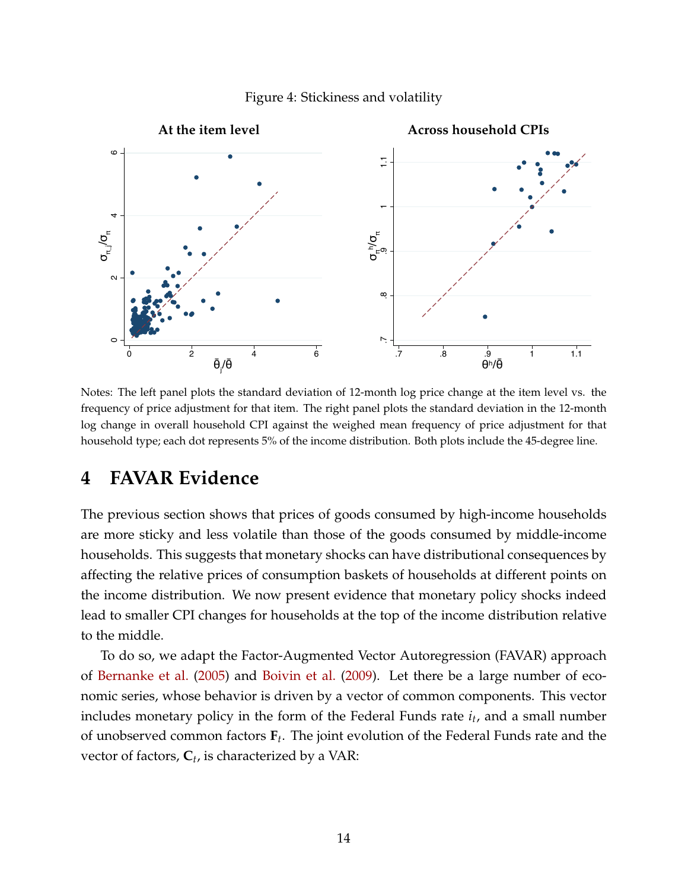Figure 4: Stickiness and volatility

Notes: The left panel plots the standard deviation of 12-month log price change at the item level vs. the frequency of price adjustment for that item. The right panel plots the standard deviation in the 12-month log change in overall household CPI against the weighed mean frequency of price adjustment for that household type; each dot represents 5% of the income distribution. Both plots include the 45-degree line.

# 4 FAVAR Evidence

The previous section shows that prices of goods consumed by high-income households are more sticky and less volatile than those of the goods consumed by middle-income households. This suggests that monetary shocks can have distributional consequences by affecting the relative prices of consumption baskets of households at different points on the income distribution. We now present evidence that monetary policy shocks indeed lead to smaller CPI changes for households at the top of the income distribution relative to the middle.

To do so, we adapt the Factor-Augmented Vector Autoregression (FAVAR) approach of Bernanke et al. (2005) and Boivin et al. (2009). Let there be a large number of economic series, whose behavior is driven by a vector of common components. This vector includes monetary policy in the form of the Federal Funds rate $i_t$, and a small number of unobserved common factors $\mathbf{F}_t$. The joint evolution of the Federal Funds rate and the vector of factors, $\mathbf{C}_t$, is characterized by a VAR: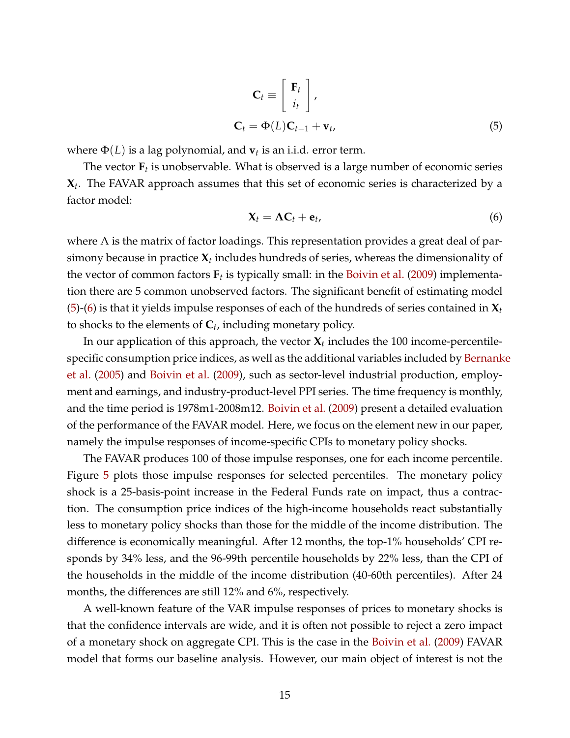$$\mathbf{C}_t \equiv \begin{bmatrix} \mathbf{F}_t \\ i_t \end{bmatrix},$$

$$\mathbf{C}_t = \Phi(L)\mathbf{C}_{t-1} + \mathbf{v}_t, \tag{5}$$

where $\Phi(L)$ is a lag polynomial, and $\mathbf{v}_t$ is an i.i.d. error term.

The vector $\mathbf{F}_t$ is unobservable. What is observed is a large number of economic series $\mathbf{X}_t$. The FAVAR approach assumes that this set of economic series is characterized by a factor model:

$$\mathbf{X}_t = \mathbf{\Lambda}\mathbf{C}_t + \mathbf{e}_t, \tag{6}$$

where $\Lambda$ is the matrix of factor loadings. This representation provides a great deal of parsimony because in practice $\mathbf{X}_t$ includes hundreds of series, whereas the dimensionality of the vector of common factors $\mathbf{F}_t$ is typically small: in the Boivin et al. (2009) implementation there are 5 common unobserved factors. The significant benefit of estimating model (5)-(6) is that it yields impulse responses of each of the hundreds of series contained in $\mathbf{X}_t$ to shocks to the elements of $\mathbf{C}_t$, including monetary policy.

In our application of this approach, the vector $\mathbf{X}_t$ includes the 100 income-percentile-specific consumption price indices, as well as the additional variables included by Bernanke et al. (2005) and Boivin et al. (2009), such as sector-level industrial production, employment and earnings, and industry-product-level PPI series. The time frequency is monthly, and the time period is 1978m1-2008m12. Boivin et al. (2009) present a detailed evaluation of the performance of the FAVAR model. Here, we focus on the element new in our paper, namely the impulse responses of income-specific CPIs to monetary policy shocks.

The FAVAR produces 100 of those impulse responses, one for each income percentile. Figure 5 plots those impulse responses for selected percentiles. The monetary policy shock is a 25-basis-point increase in the Federal Funds rate on impact, thus a contraction. The consumption price indices of the high-income households react substantially less to monetary policy shocks than those for the middle of the income distribution. The difference is economically meaningful. After 12 months, the top-1% households' CPI responds by 34% less, and the 96-99th percentile households by 22% less, than the CPI of the households in the middle of the income distribution (40-60th percentiles). After 24 months, the differences are still 12% and 6%, respectively.

A well-known feature of the VAR impulse responses of prices to monetary shocks is that the confidence intervals are wide, and it is often not possible to reject a zero impact of a monetary shock on aggregate CPI. This is the case in the Boivin et al. (2009) FAVAR model that forms our baseline analysis. However, our main object of interest is not the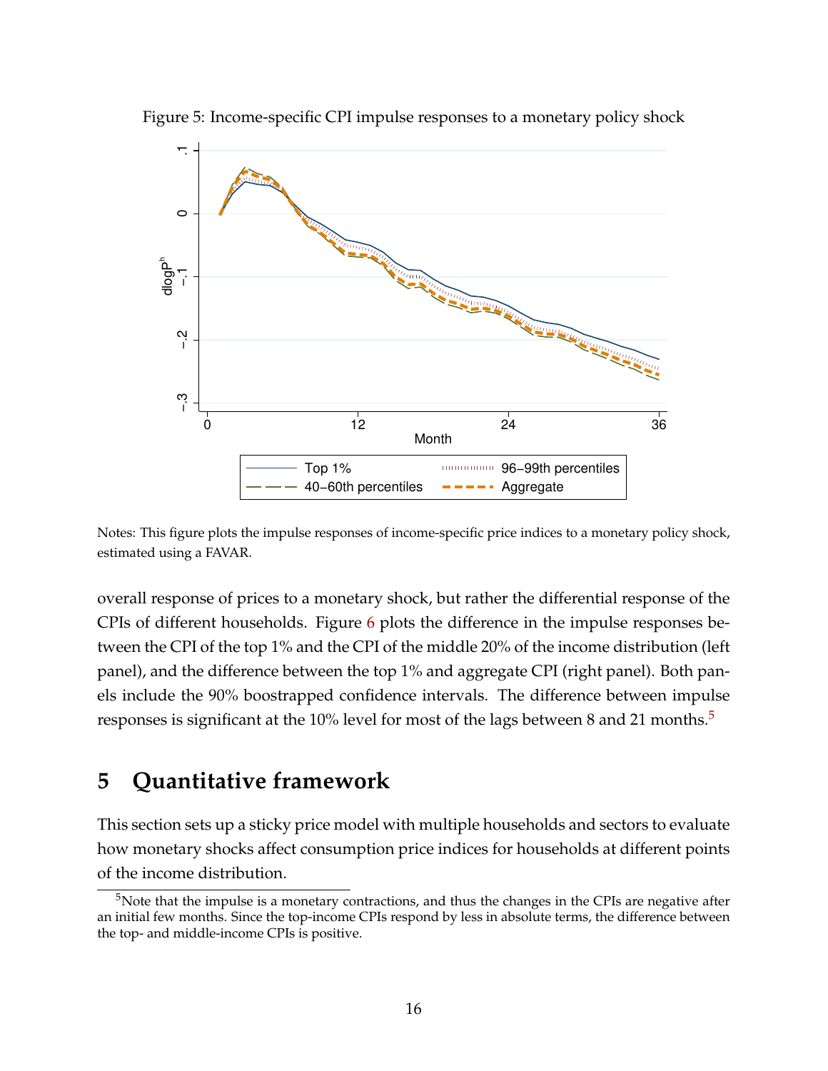Figure 5: Income-specific CPI impulse responses to a monetary policy shock

Notes: This figure plots the impulse responses of income-specific price indices to a monetary policy shock, estimated using a FAVAR.

overall response of prices to a monetary shock, but rather the differential response of the CPIs of different households. Figure 6 plots the difference in the impulse responses between the CPI of the top 1% and the CPI of the middle 20% of the income distribution (left panel), and the difference between the top 1% and aggregate CPI (right panel). Both panels include the 90% boostrapped confidence intervals. The difference between impulse responses is significant at the 10% level for most of the lags between 8 and 21 months.[5]

# 5 Quantitative framework

This section sets up a sticky price model with multiple households and sectors to evaluate how monetary shocks affect consumption price indices for households at different points of the income distribution.

[5]Note that the impulse is a monetary contractions, and thus the changes in the CPIs are negative after an initial few months. Since the top-income CPIs respond by less in absolute terms, the difference between the top- and middle-income CPIs is positive.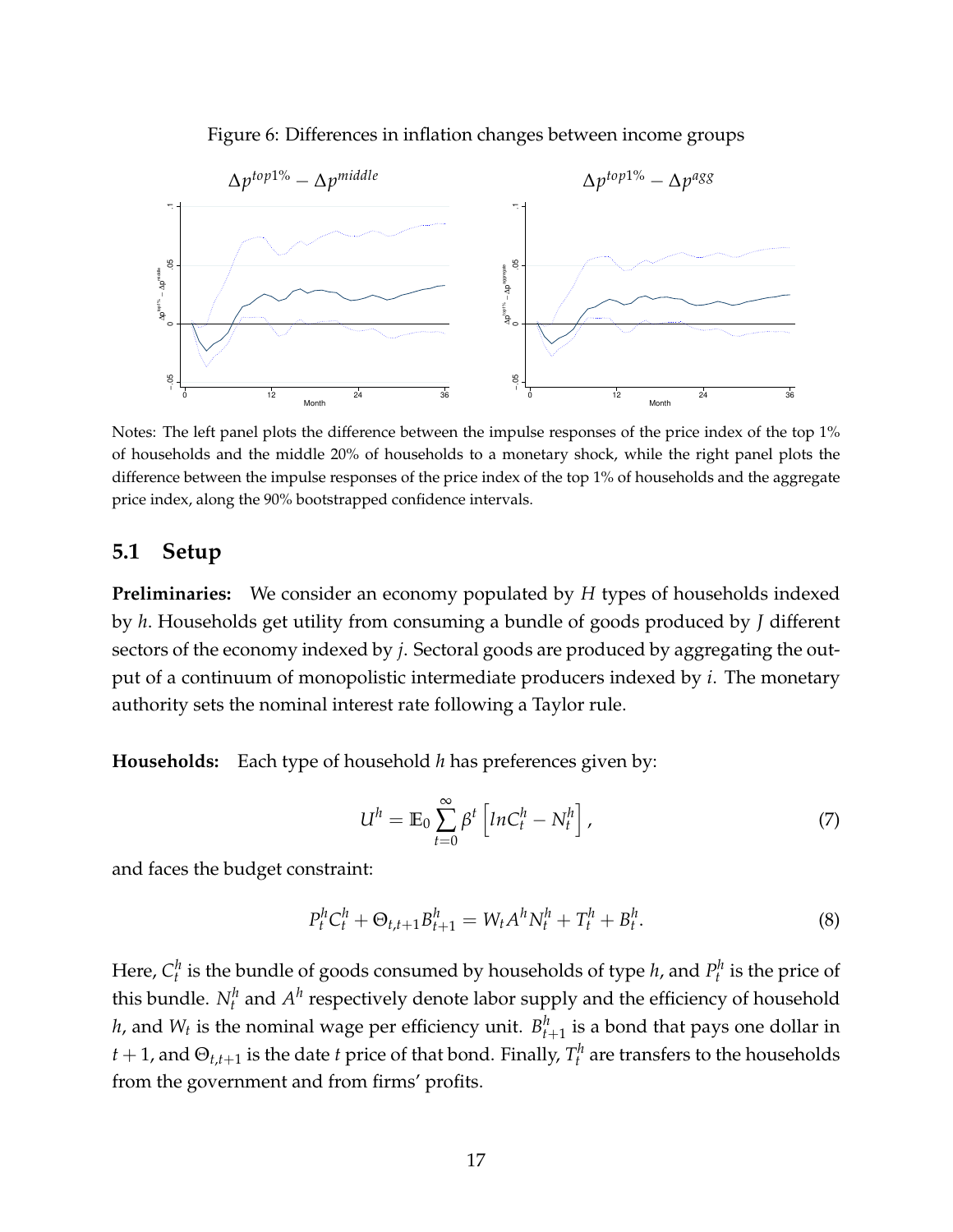Figure 6: Differences in inflation changes between income groups

Notes: The left panel plots the difference between the impulse responses of the price index of the top 1% of households and the middle 20% of households to a monetary shock, while the right panel plots the difference between the impulse responses of the price index of the top 1% of households and the aggregate price index, along the 90% bootstrapped confidence intervals.

## 5.1 Setup

**Preliminaries:** We consider an economy populated by $H$ types of households indexed by $h$. Households get utility from consuming a bundle of goods produced by $J$ different sectors of the economy indexed by $j$. Sectoral goods are produced by aggregating the output of a continuum of monopolistic intermediate producers indexed by $i$. The monetary authority sets the nominal interest rate following a Taylor rule.

**Households:** Each type of household $h$ has preferences given by:

$$U^h = \mathbb{E}_0 \sum_{t=0}^{\infty} \beta^t \left[ lnC_t^h - N_t^h \right], \tag{7}$$

and faces the budget constraint:

$$P_t^h C_t^h + \Theta_{t,t+1} B_{t+1}^h = W_t A^h N_t^h + T_t^h + B_t^h. \tag{8}$$

Here, $C_t^h$ is the bundle of goods consumed by households of type $h$, and $P_t^h$ is the price of this bundle. $N_t^h$ and $A^h$ respectively denote labor supply and the efficiency of household $h$, and $W_t$ is the nominal wage per efficiency unit. $B_{t+1}^h$ is a bond that pays one dollar in $t+1$, and $\Theta_{t,t+1}$ is the date $t$ price of that bond. Finally, $T_t^h$ are transfers to the households from the government and from firms' profits.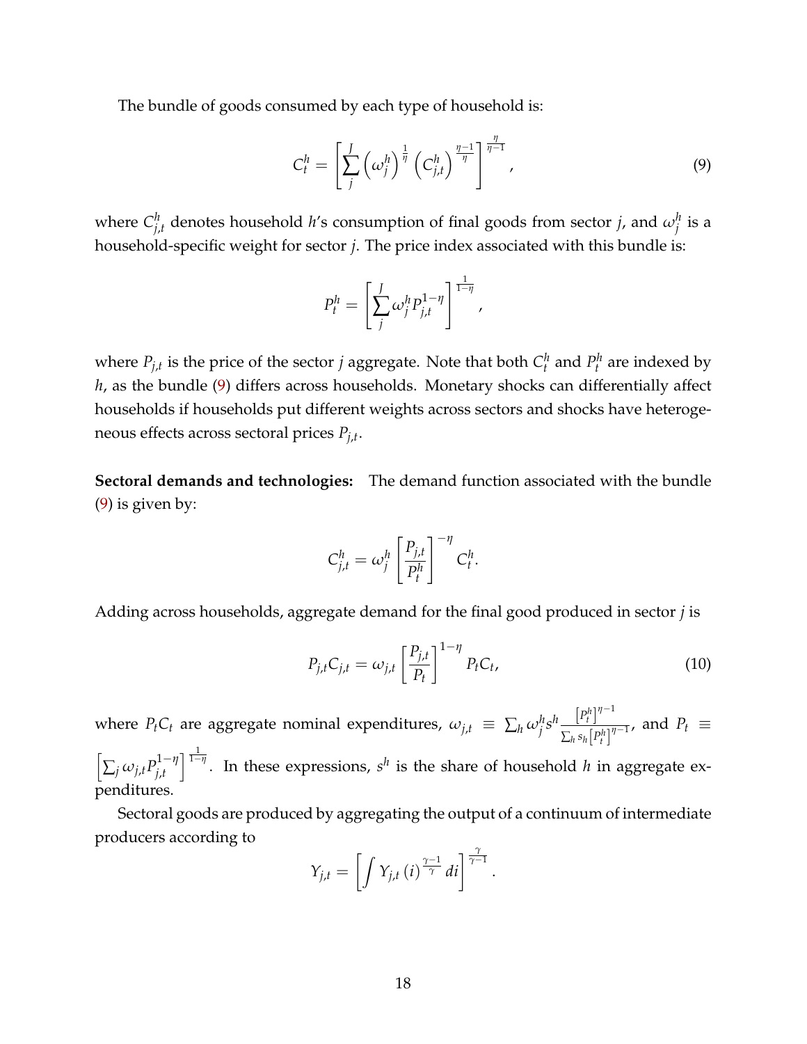The bundle of goods consumed by each type of household is:

$$C_t^h = \left[ \sum_j^J \left(\omega_j^h\right)^{\frac{1}{\eta}} \left(C_{j,t}^h\right)^{\frac{\eta-1}{\eta}} \right]^{\frac{\eta}{\eta-1}}, \tag{9}$$

where $C_{j,t}^h$ denotes household $h$'s consumption of final goods from sector $j$, and $\omega_j^h$ is a household-specific weight for sector $j$. The price index associated with this bundle is:

$$P_t^h = \left[ \sum_j^J \omega_j^h P_{j,t}^{1-\eta} \right]^{\frac{1}{1-\eta}},$$

where $P_{j,t}$ is the price of the sector $j$ aggregate. Note that both $C_t^h$ and $P_t^h$ are indexed by $h$, as the bundle (9) differs across households. Monetary shocks can differentially affect households if households put different weights across sectors and shocks have heterogeneous effects across sectoral prices $P_{j,t}$.

**Sectoral demands and technologies:** The demand function associated with the bundle (9) is given by:

$$C_{j,t}^h = \omega_j^h \left[ \frac{P_{j,t}}{P_t^h} \right]^{-\eta} C_t^h.$$

Adding across households, aggregate demand for the final good produced in sector $j$ is

$$P_{j,t} C_{j,t} = \omega_{j,t} \left[ \frac{P_{j,t}}{P_t} \right]^{1-\eta} P_t C_t, \tag{10}$$

where $P_t C_t$ are aggregate nominal expenditures, $\omega_{j,t} \equiv \sum_h \omega_j^h s^h \frac{\left[P_t^h\right]^{\eta-1}}{\sum_h s_h \left[P_t^h\right]^{\eta-1}}$, and $P_t \equiv \left[\sum_j \omega_{j,t} P_{j,t}^{1-\eta}\right]^{\frac{1}{1-\eta}}$. In these expressions, $s^h$ is the share of household $h$ in aggregate expenditures.

Sectoral goods are produced by aggregating the output of a continuum of intermediate producers according to

$$Y_{j,t} = \left[ \int Y_{j,t}(i)^{\frac{\gamma-1}{\gamma}} di \right]^{\frac{\gamma}{\gamma-1}}.$$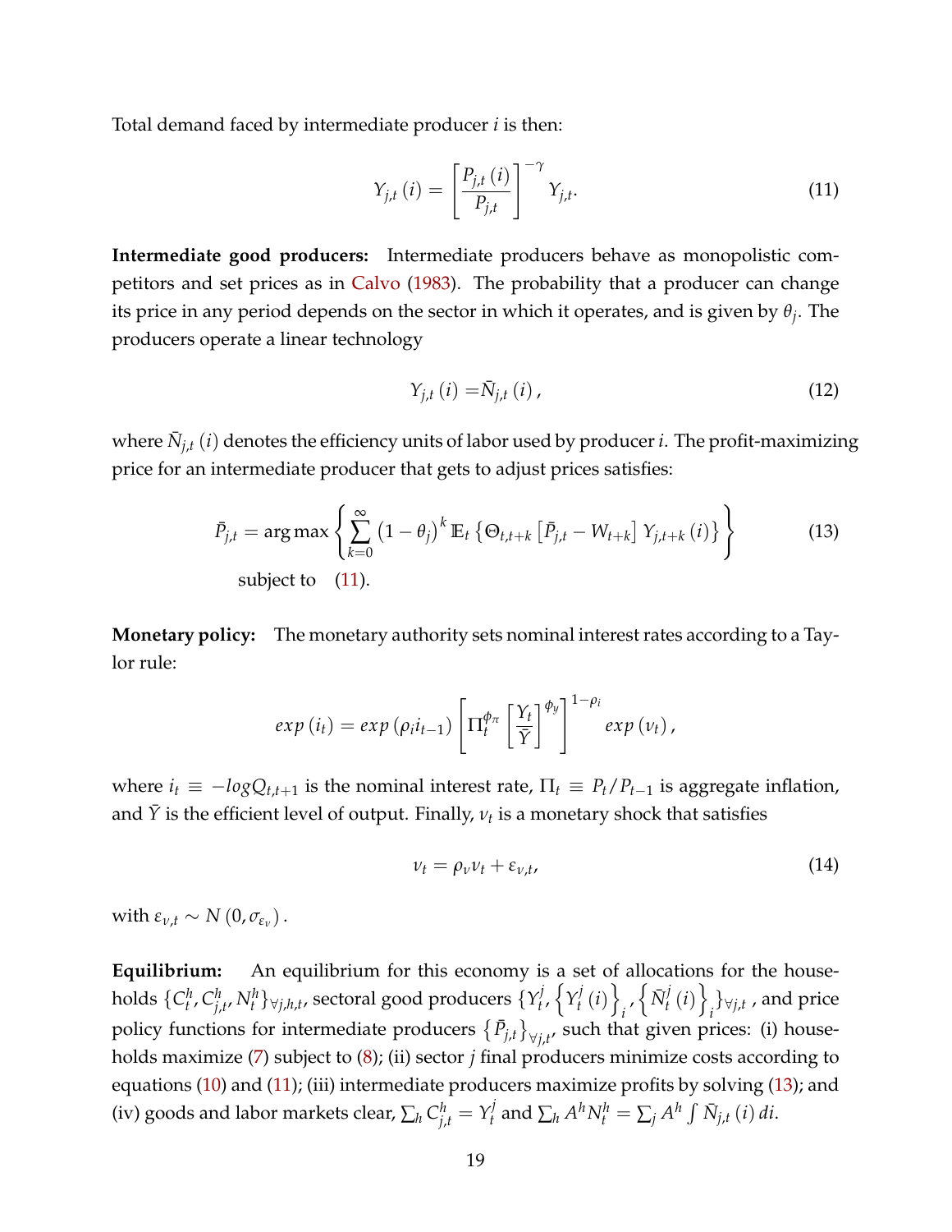Total demand faced by intermediate producer $i$ is then:

$$Y_{j,t}(i) = \left[\frac{P_{j,t}(i)}{P_{j,t}}\right]^{-\gamma} Y_{j,t}. \tag{11}$$

**Intermediate good producers:** Intermediate producers behave as monopolistic competitors and set prices as in Calvo (1983). The probability that a producer can change its price in any period depends on the sector in which it operates, and is given by $\theta_j$. The producers operate a linear technology

$$Y_{j,t}(i) = \bar{N}_{j,t}(i), \tag{12}$$

where $\bar{N}_{j,t}(i)$ denotes the efficiency units of labor used by producer $i$. The profit-maximizing price for an intermediate producer that gets to adjust prices satisfies:

$$\bar{P}_{j,t} = \arg\max \left\{ \sum_{k=0}^{\infty} \left(1-\theta_j\right)^k \mathbb{E}_t \left\{ \Theta_{t,t+k} \left[\bar{P}_{j,t} - W_{t+k}\right] Y_{j,t+k}(i) \right\} \right\} \tag{13}$$

subject to (11).

**Monetary policy:** The monetary authority sets nominal interest rates according to a Taylor rule:

$$exp\left(i_t\right) = exp\left(\rho_i i_{t-1}\right) \left[\Pi_t^{\phi_\pi} \left[\frac{Y_t}{\bar{Y}}\right]^{\phi_y}\right]^{1-\rho_i} exp\left(\nu_t\right),$$

where $i_t \equiv -logQ_{t,t+1}$ is the nominal interest rate, $\Pi_t \equiv P_t/P_{t-1}$ is aggregate inflation, and $\bar{Y}$ is the efficient level of output. Finally, $\nu_t$ is a monetary shock that satisfies

$$\nu_t = \rho_\nu \nu_t + \varepsilon_{\nu,t}, \tag{14}$$

with $\varepsilon_{\nu,t} \sim N\left(0, \sigma_{\varepsilon_\nu}\right)$.

**Equilibrium:** An equilibrium for this economy is a set of allocations for the households $\{C_t^h, C_{j,t}^h, N_t^h\}_{\forall j,h,t}$, sectoral good producers $\{Y_t^j, \left\{Y_t^j(i)\right\}_i, \left\{\bar{N}_t^j(i)\right\}_i\}_{\forall j,t}$, and price policy functions for intermediate producers $\left\{\bar{P}_{j,t}\right\}_{\forall j,t}$, such that given prices: (i) households maximize (7) subject to (8); (ii) sector $j$ final producers minimize costs according to equations (10) and (11); (iii) intermediate producers maximize profits by solving (13); and (iv) goods and labor markets clear, $\sum_h C_{j,t}^h = Y_t^j$ and $\sum_h A^h N_t^h = \sum_j A^h \int \bar{N}_{j,t}(i)\, di$.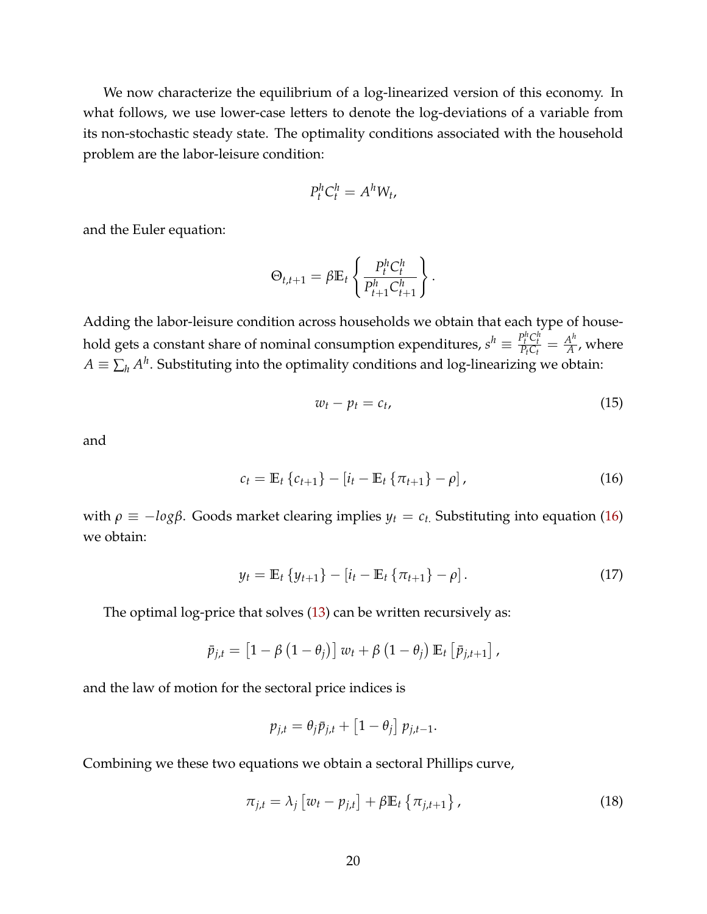We now characterize the equilibrium of a log-linearized version of this economy. In what follows, we use lower-case letters to denote the log-deviations of a variable from its non-stochastic steady state. The optimality conditions associated with the household problem are the labor-leisure condition:

$$P_t^h C_t^h = A^h W_t,$$

and the Euler equation:

$$\Theta_{t,t+1} = \beta \mathbb{E}_t \left\{ \frac{P_t^h C_t^h}{P_{t+1}^h C_{t+1}^h} \right\}.$$

Adding the labor-leisure condition across households we obtain that each type of household gets a constant share of nominal consumption expenditures, $s^h \equiv \frac{P_t^h C_t^h}{P_t C_t} = \frac{A^h}{A}$, where $A \equiv \sum_h A^h$. Substituting into the optimality conditions and log-linearizing we obtain:

$$w_t - p_t = c_t, \tag{15}$$

and

$$c_t = \mathbb{E}_t \left\{ c_{t+1} \right\} - \left[ i_t - \mathbb{E}_t \left\{ \pi_{t+1} \right\} - \rho \right], \tag{16}$$

with $\rho \equiv -log\beta$. Goods market clearing implies $y_t = c_{t.}$ Substituting into equation (16) we obtain:

$$y_t = \mathbb{E}_t \left\{ y_{t+1} \right\} - \left[ i_t - \mathbb{E}_t \left\{ \pi_{t+1} \right\} - \rho \right]. \tag{17}$$

The optimal log-price that solves (13) can be written recursively as:

$$\bar{p}_{j,t} = \left[ 1 - \beta \left( 1 - \theta_j \right) \right] w_t + \beta \left( 1 - \theta_j \right) \mathbb{E}_t \left[ \bar{p}_{j,t+1} \right],$$

and the law of motion for the sectoral price indices is

$$p_{j,t} = \theta_j \bar{p}_{j,t} + \left[ 1 - \theta_j \right] p_{j,t-1}.$$

Combining we these two equations we obtain a sectoral Phillips curve,

$$\pi_{j,t} = \lambda_j \left[ w_t - p_{j,t} \right] + \beta \mathbb{E}_t \left\{ \pi_{j,t+1} \right\}, \tag{18}$$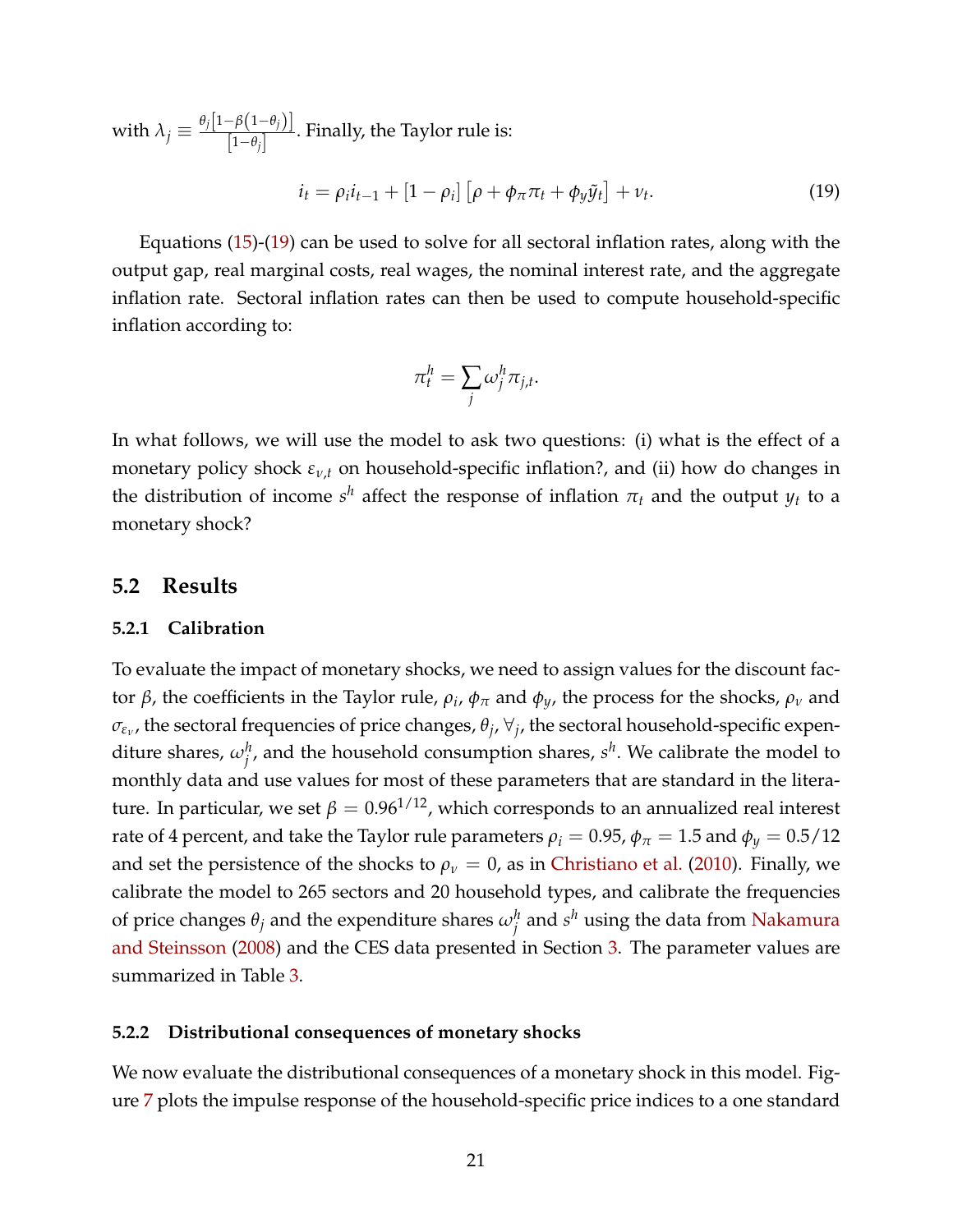with $\lambda_j \equiv \frac{\theta_j\left[1-\beta\left(1-\theta_j\right)\right]}{\left[1-\theta_j\right]}$. Finally, the Taylor rule is:

$$i_t = \rho_i i_{t-1} + [1-\rho_i]\left[\rho + \phi_\pi \pi_t + \phi_y \tilde{y}_t\right] + \nu_t. \tag{19}$$

Equations (15)-(19) can be used to solve for all sectoral inflation rates, along with the output gap, real marginal costs, real wages, the nominal interest rate, and the aggregate inflation rate. Sectoral inflation rates can then be used to compute household-specific inflation according to:

$$\pi_t^h = \sum_j \omega_j^h \pi_{j,t}.$$

In what follows, we will use the model to ask two questions: (i) what is the effect of a monetary policy shock $\varepsilon_{\nu,t}$ on household-specific inflation?, and (ii) how do changes in the distribution of income $s^h$ affect the response of inflation $\pi_t$ and the output $y_t$ to a monetary shock?

## 5.2 Results

### 5.2.1 Calibration

To evaluate the impact of monetary shocks, we need to assign values for the discount factor $\beta$, the coefficients in the Taylor rule, $\rho_i$, $\phi_\pi$ and $\phi_y$, the process for the shocks, $\rho_\nu$ and $\sigma_{\varepsilon_\nu}$, the sectoral frequencies of price changes, $\theta_j$, $\forall_j$, the sectoral household-specific expenditure shares, $\omega_j^h$, and the household consumption shares, $s^h$. We calibrate the model to monthly data and use values for most of these parameters that are standard in the literature. In particular, we set $\beta = 0.96^{1/12}$, which corresponds to an annualized real interest rate of 4 percent, and take the Taylor rule parameters $\rho_i = 0.95$, $\phi_\pi = 1.5$ and $\phi_y = 0.5/12$ and set the persistence of the shocks to $\rho_\nu = 0$, as in Christiano et al. (2010). Finally, we calibrate the model to 265 sectors and 20 household types, and calibrate the frequencies of price changes $\theta_j$ and the expenditure shares $\omega_j^h$ and $s^h$ using the data from Nakamura and Steinsson (2008) and the CES data presented in Section 3. The parameter values are summarized in Table 3.

### 5.2.2 Distributional consequences of monetary shocks

We now evaluate the distributional consequences of a monetary shock in this model. Figure 7 plots the impulse response of the household-specific price indices to a one standard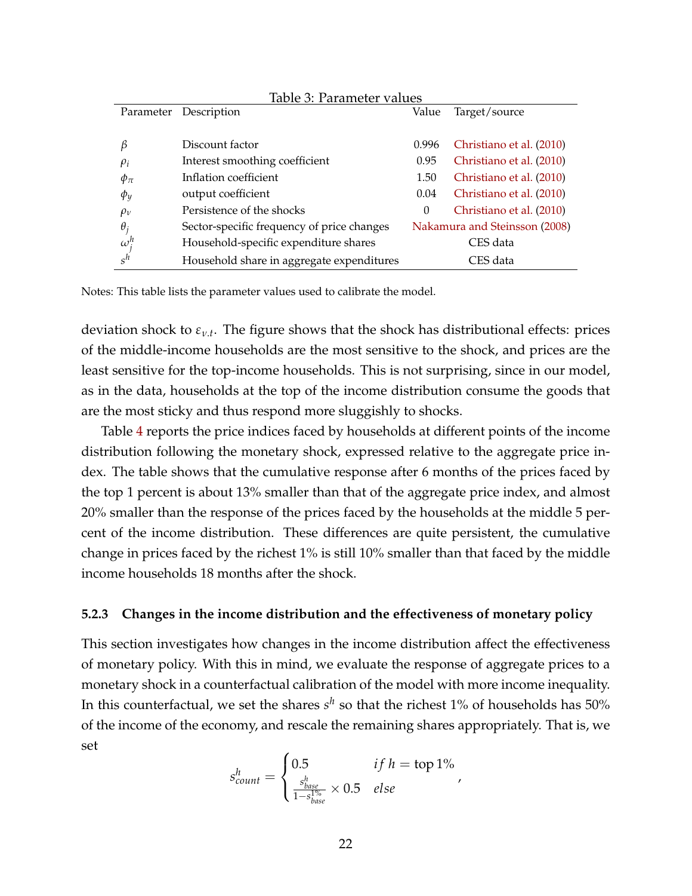Table 3: Parameter values

| Parameter | Description | Value | Target/source |
|---|---|---|---|
| $\beta$ | Discount factor | 0.996 | Christiano et al. (2010) |
| $\rho_i$ | Interest smoothing coefficient | 0.95 | Christiano et al. (2010) |
| $\phi_\pi$ | Inflation coefficient | 1.50 | Christiano et al. (2010) |
| $\phi_y$ | output coefficient | 0.04 | Christiano et al. (2010) |
| $\rho_v$ | Persistence of the shocks | 0 | Christiano et al. (2010) |
| $\theta_j$ | Sector-specific frequency of price changes | | Nakamura and Steinsson (2008) |
| $\omega_j^h$ | Household-specific expenditure shares | | CES data |
| $s^h$ | Household share in aggregate expenditures | | CES data |

Notes: This table lists the parameter values used to calibrate the model.

deviation shock to $\varepsilon_{v,t}$. The figure shows that the shock has distributional effects: prices of the middle-income households are the most sensitive to the shock, and prices are the least sensitive for the top-income households. This is not surprising, since in our model, as in the data, households at the top of the income distribution consume the goods that are the most sticky and thus respond more sluggishly to shocks.

Table 4 reports the price indices faced by households at different points of the income distribution following the monetary shock, expressed relative to the aggregate price index. The table shows that the cumulative response after 6 months of the prices faced by the top 1 percent is about 13% smaller than that of the aggregate price index, and almost 20% smaller than the response of the prices faced by the households at the middle 5 percent of the income distribution. These differences are quite persistent, the cumulative change in prices faced by the richest 1% is still 10% smaller than that faced by the middle income households 18 months after the shock.

### 5.2.3 Changes in the income distribution and the effectiveness of monetary policy

This section investigates how changes in the income distribution affect the effectiveness of monetary policy. With this in mind, we evaluate the response of aggregate prices to a monetary shock in a counterfactual calibration of the model with more income inequality. In this counterfactual, we set the shares $s^h$ so that the richest 1% of households has 50% of the income of the economy, and rescale the remaining shares appropriately. That is, we set

$$s^h_{count} = \begin{cases} 0.5 & if\ h = \text{top } 1\% \\ \frac{s^h_{base}}{1-s^{1\%}_{base}} \times 0.5 & else \end{cases},$$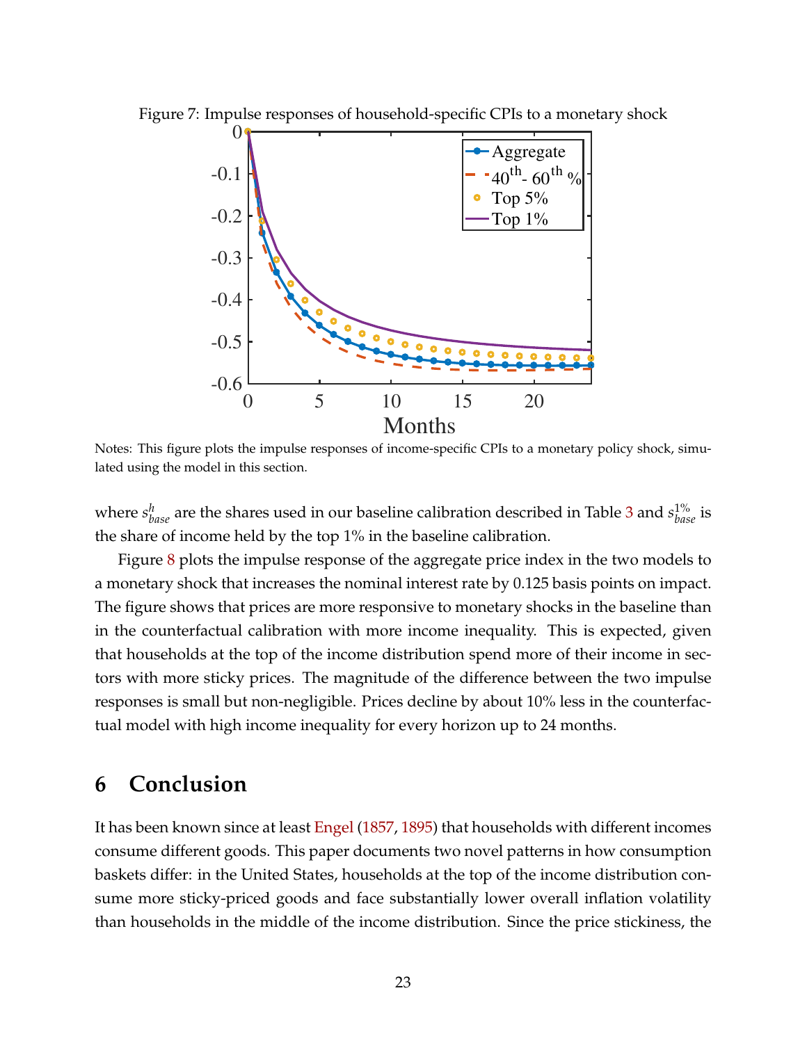Figure 7: Impulse responses of household-specific CPIs to a monetary shock

Notes: This figure plots the impulse responses of income-specific CPIs to a monetary policy shock, simulated using the model in this section.

where $s^h_{base}$ are the shares used in our baseline calibration described in Table 3 and $s^{1\%}_{base}$ is the share of income held by the top 1% in the baseline calibration.

Figure 8 plots the impulse response of the aggregate price index in the two models to a monetary shock that increases the nominal interest rate by 0.125 basis points on impact. The figure shows that prices are more responsive to monetary shocks in the baseline than in the counterfactual calibration with more income inequality. This is expected, given that households at the top of the income distribution spend more of their income in sectors with more sticky prices. The magnitude of the difference between the two impulse responses is small but non-negligible. Prices decline by about 10% less in the counterfactual model with high income inequality for every horizon up to 24 months.

# 6 Conclusion

It has been known since at least Engel (1857, 1895) that households with different incomes consume different goods. This paper documents two novel patterns in how consumption baskets differ: in the United States, households at the top of the income distribution consume more sticky-priced goods and face substantially lower overall inflation volatility than households in the middle of the income distribution. Since the price stickiness, the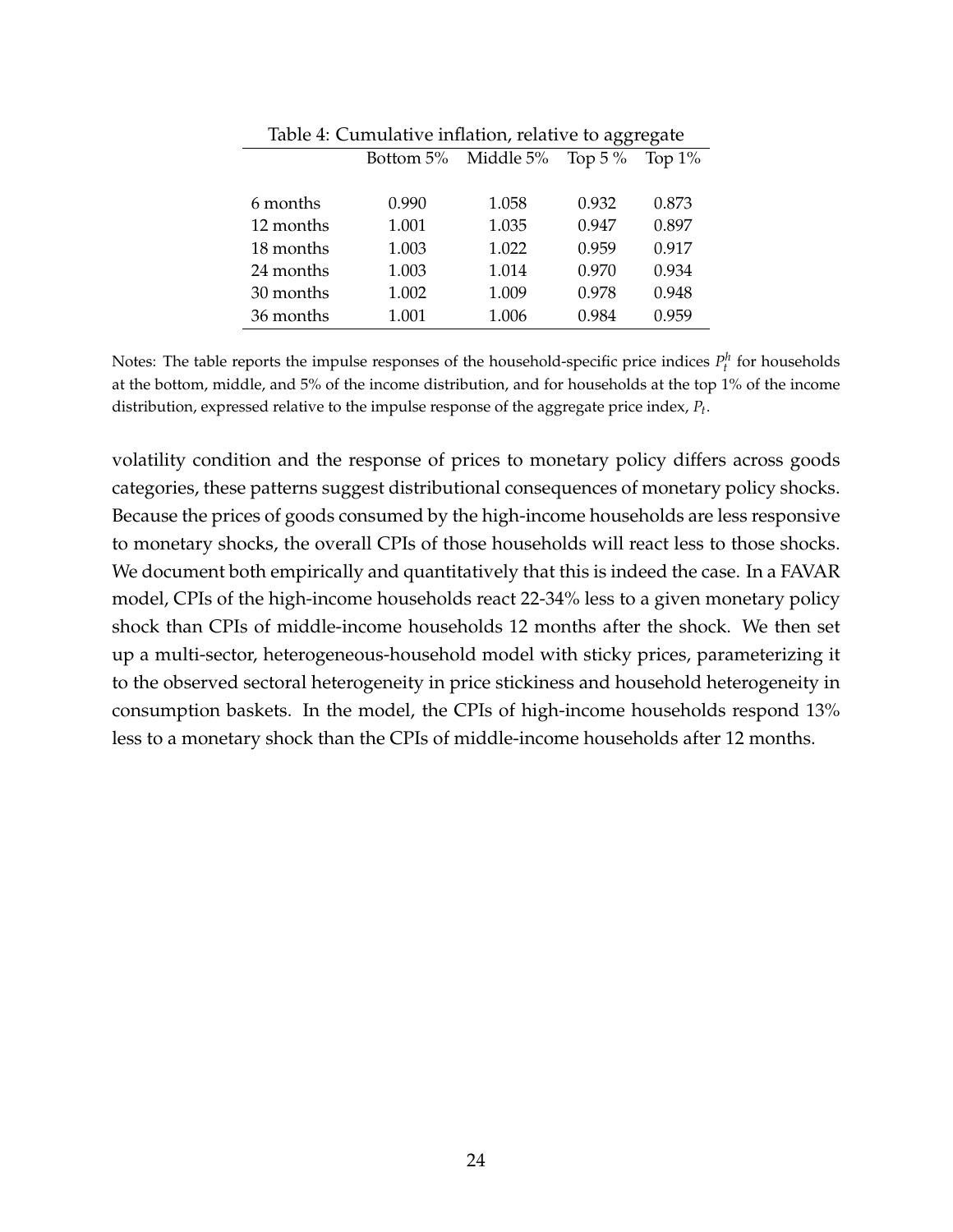Table 4: Cumulative inflation, relative to aggregate

| | Bottom 5% | Middle 5% | Top 5 % | Top 1% |
|---|---|---|---|---|
| 6 months | 0.990 | 1.058 | 0.932 | 0.873 |
| 12 months | 1.001 | 1.035 | 0.947 | 0.897 |
| 18 months | 1.003 | 1.022 | 0.959 | 0.917 |
| 24 months | 1.003 | 1.014 | 0.970 | 0.934 |
| 30 months | 1.002 | 1.009 | 0.978 | 0.948 |
| 36 months | 1.001 | 1.006 | 0.984 | 0.959 |

Notes: The table reports the impulse responses of the household-specific price indices $P_t^h$ for households at the bottom, middle, and 5% of the income distribution, and for households at the top 1% of the income distribution, expressed relative to the impulse response of the aggregate price index, $P_t$.

volatility condition and the response of prices to monetary policy differs across goods categories, these patterns suggest distributional consequences of monetary policy shocks. Because the prices of goods consumed by the high-income households are less responsive to monetary shocks, the overall CPIs of those households will react less to those shocks. We document both empirically and quantitatively that this is indeed the case. In a FAVAR model, CPIs of the high-income households react 22-34% less to a given monetary policy shock than CPIs of middle-income households 12 months after the shock. We then set up a multi-sector, heterogeneous-household model with sticky prices, parameterizing it to the observed sectoral heterogeneity in price stickiness and household heterogeneity in consumption baskets. In the model, the CPIs of high-income households respond 13% less to a monetary shock than the CPIs of middle-income households after 12 months.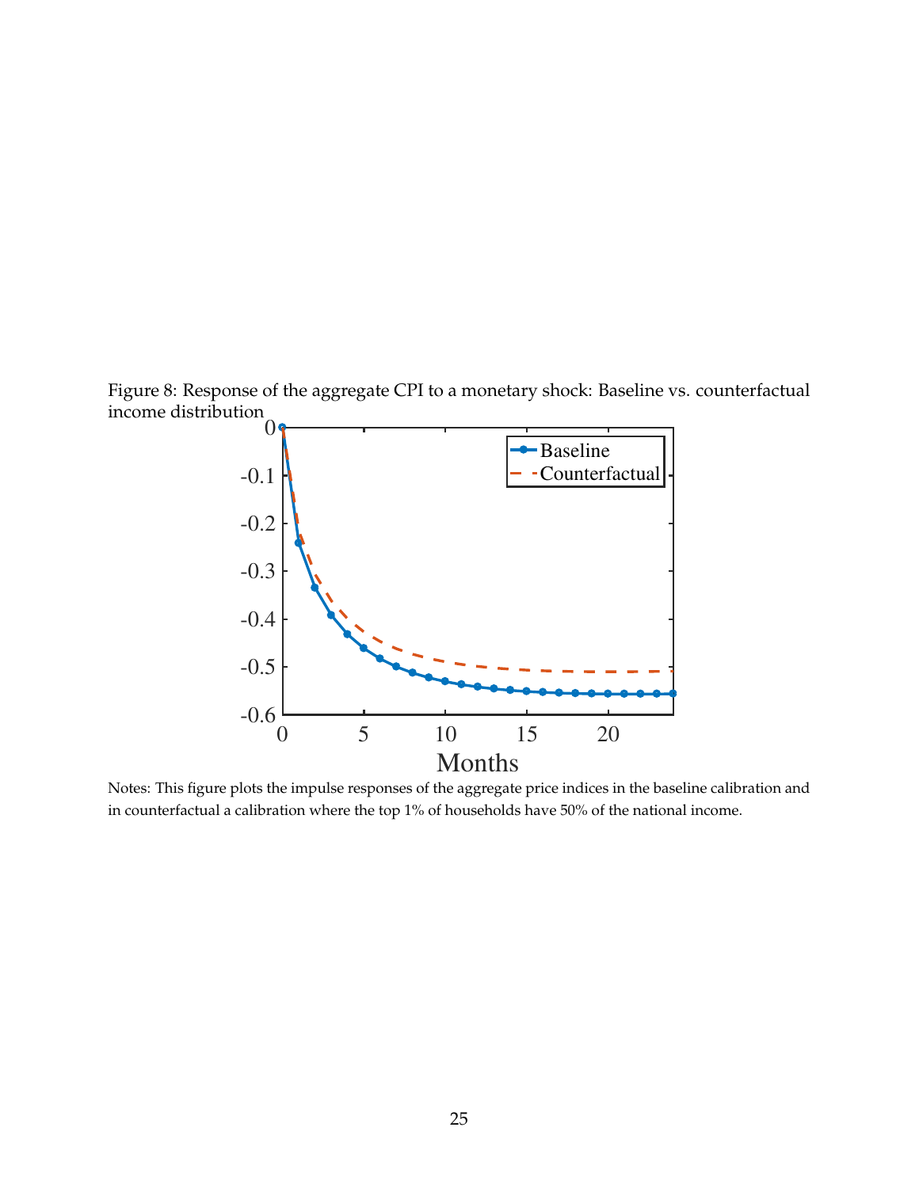Figure 8: Response of the aggregate CPI to a monetary shock: Baseline vs. counterfactual income distribution

Notes: This figure plots the impulse responses of the aggregate price indices in the baseline calibration and in counterfactual a calibration where the top 1% of households have 50% of the national income.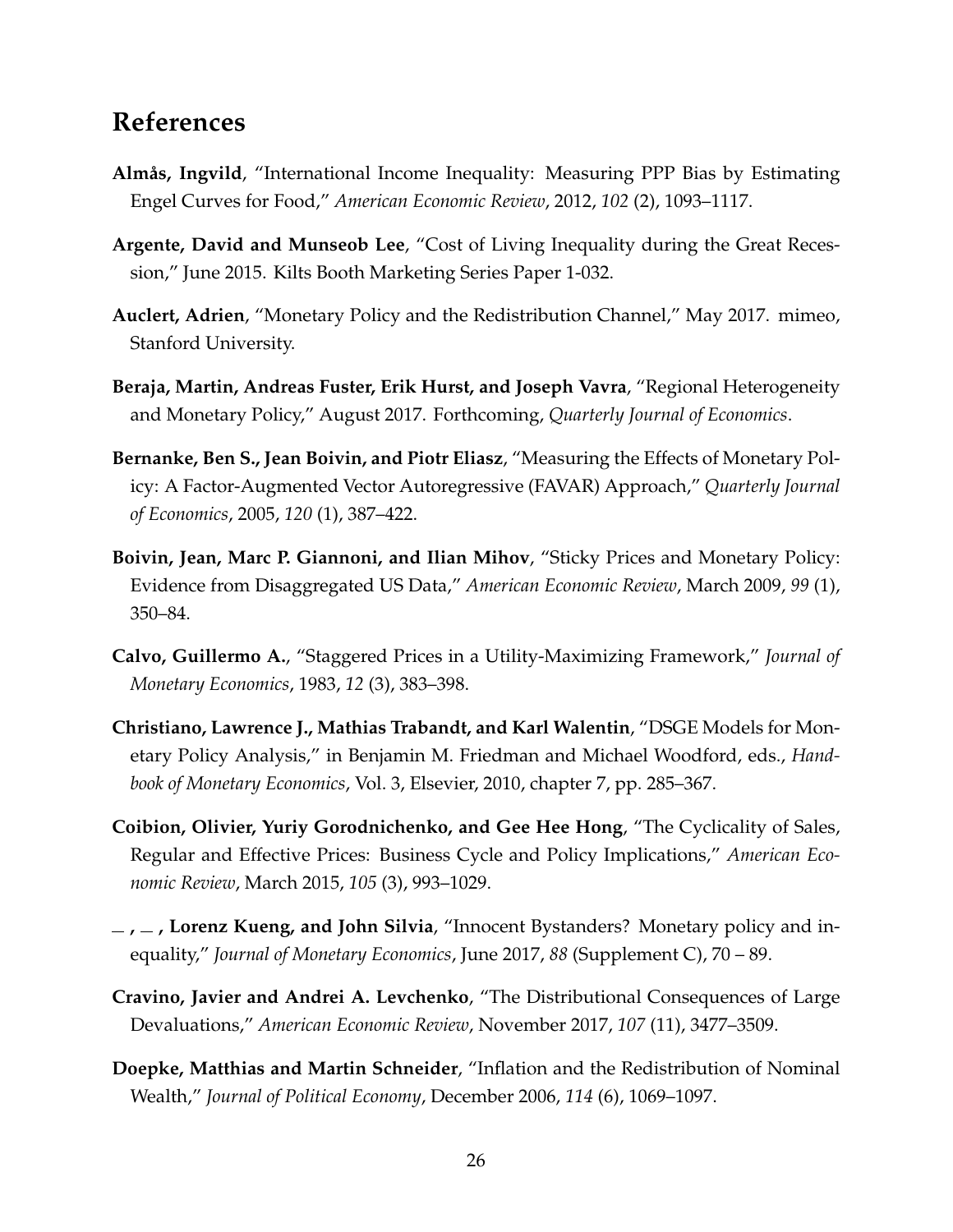## References

**Almås, Ingvild**, "International Income Inequality: Measuring PPP Bias by Estimating Engel Curves for Food," *American Economic Review*, 2012, *102* (2), 1093–1117.

**Argente, David and Munseob Lee**, "Cost of Living Inequality during the Great Recession," June 2015. Kilts Booth Marketing Series Paper 1-032.

**Auclert, Adrien**, "Monetary Policy and the Redistribution Channel," May 2017. mimeo, Stanford University.

**Beraja, Martin, Andreas Fuster, Erik Hurst, and Joseph Vavra**, "Regional Heterogeneity and Monetary Policy," August 2017. Forthcoming, *Quarterly Journal of Economics*.

**Bernanke, Ben S., Jean Boivin, and Piotr Eliasz**, "Measuring the Effects of Monetary Policy: A Factor-Augmented Vector Autoregressive (FAVAR) Approach," *Quarterly Journal of Economics*, 2005, *120* (1), 387–422.

**Boivin, Jean, Marc P. Giannoni, and Ilian Mihov**, "Sticky Prices and Monetary Policy: Evidence from Disaggregated US Data," *American Economic Review*, March 2009, *99* (1), 350–84.

**Calvo, Guillermo A.**, "Staggered Prices in a Utility-Maximizing Framework," *Journal of Monetary Economics*, 1983, *12* (3), 383–398.

**Christiano, Lawrence J., Mathias Trabandt, and Karl Walentin**, "DSGE Models for Monetary Policy Analysis," in Benjamin M. Friedman and Michael Woodford, eds., *Handbook of Monetary Economics*, Vol. 3, Elsevier, 2010, chapter 7, pp. 285–367.

**Coibion, Olivier, Yuriy Gorodnichenko, and Gee Hee Hong**, "The Cyclicality of Sales, Regular and Effective Prices: Business Cycle and Policy Implications," *American Economic Review*, March 2015, *105* (3), 993–1029.

**_ , _ , Lorenz Kueng, and John Silvia**, "Innocent Bystanders? Monetary policy and inequality," *Journal of Monetary Economics*, June 2017, *88* (Supplement C), 70 – 89.

**Cravino, Javier and Andrei A. Levchenko**, "The Distributional Consequences of Large Devaluations," *American Economic Review*, November 2017, *107* (11), 3477–3509.

**Doepke, Matthias and Martin Schneider**, "Inflation and the Redistribution of Nominal Wealth," *Journal of Political Economy*, December 2006, *114* (6), 1069–1097.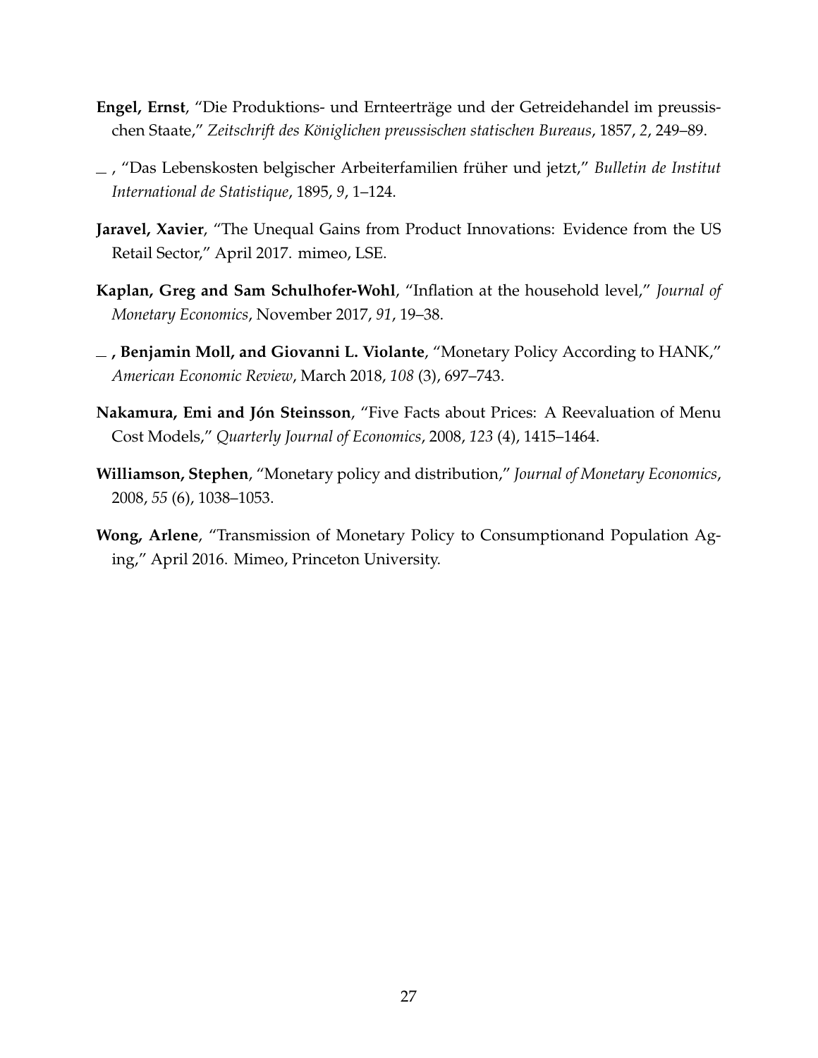**Engel, Ernst**, "Die Produktions- und Ernteerträge und der Getreidehandel im preussischen Staate," *Zeitschrift des Königlichen preussischen statischen Bureaus*, 1857, *2*, 249–89.

_ , "Das Lebenskosten belgischer Arbeiterfamilien früher und jetzt," *Bulletin de Institut International de Statistique*, 1895, *9*, 1–124.

**Jaravel, Xavier**, "The Unequal Gains from Product Innovations: Evidence from the US Retail Sector," April 2017. mimeo, LSE.

**Kaplan, Greg and Sam Schulhofer-Wohl**, "Inflation at the household level," *Journal of Monetary Economics*, November 2017, *91*, 19–38.

**_ , Benjamin Moll, and Giovanni L. Violante**, "Monetary Policy According to HANK," *American Economic Review*, March 2018, *108* (3), 697–743.

**Nakamura, Emi and Jón Steinsson**, "Five Facts about Prices: A Reevaluation of Menu Cost Models," *Quarterly Journal of Economics*, 2008, *123* (4), 1415–1464.

**Williamson, Stephen**, "Monetary policy and distribution," *Journal of Monetary Economics*, 2008, *55* (6), 1038–1053.

**Wong, Arlene**, "Transmission of Monetary Policy to Consumptionand Population Aging," April 2016. Mimeo, Princeton University.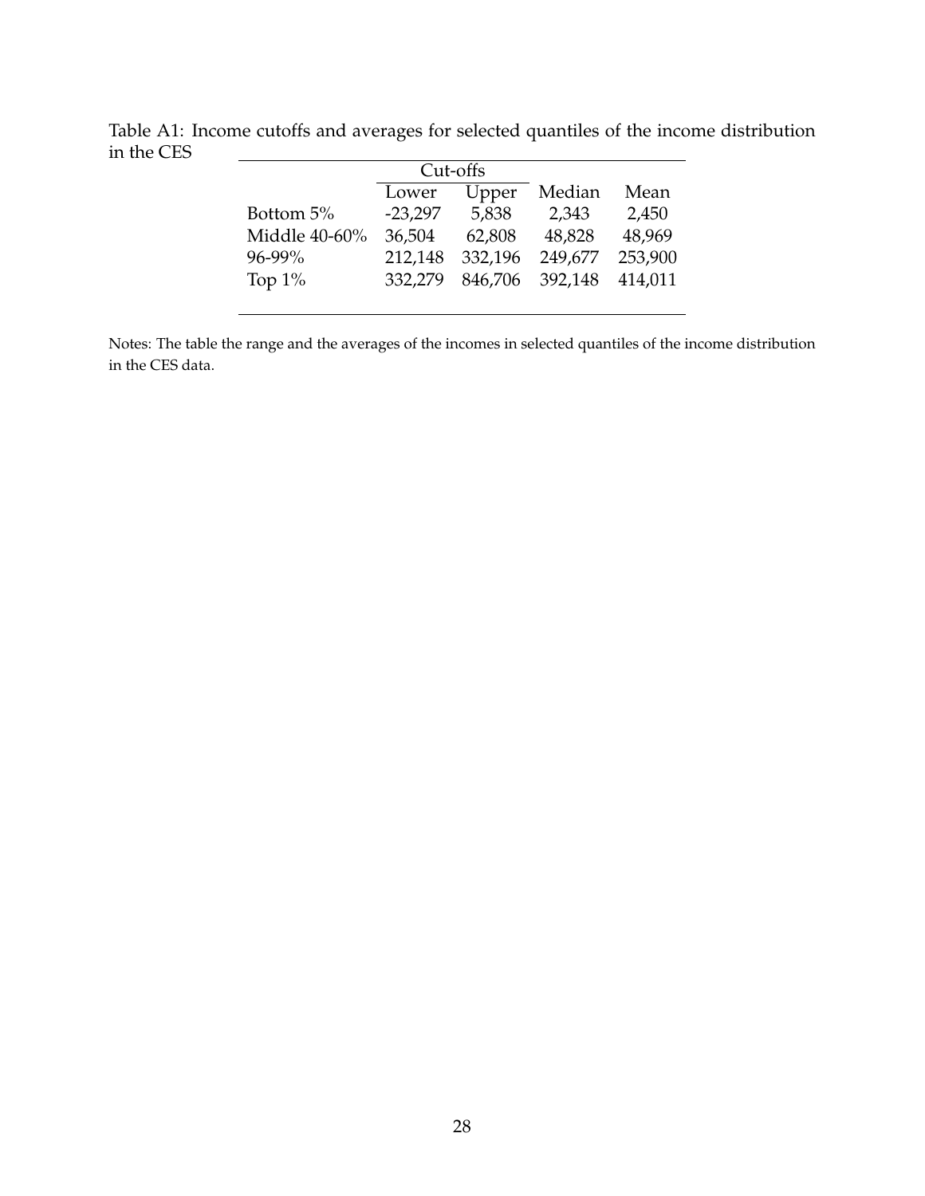Table A1: Income cutoffs and averages for selected quantiles of the income distribution in the CES

| | Cut-offs | | | |
|---|---|---|---|---|
| | Lower | Upper | Median | Mean |
| Bottom 5% | -23,297 | 5,838 | 2,343 | 2,450 |
| Middle 40-60% | 36,504 | 62,808 | 48,828 | 48,969 |
| 96-99% | 212,148 | 332,196 | 249,677 | 253,900 |
| Top 1% | 332,279 | 846,706 | 392,148 | 414,011 |

Notes: The table the range and the averages of the incomes in selected quantiles of the income distribution in the CES data.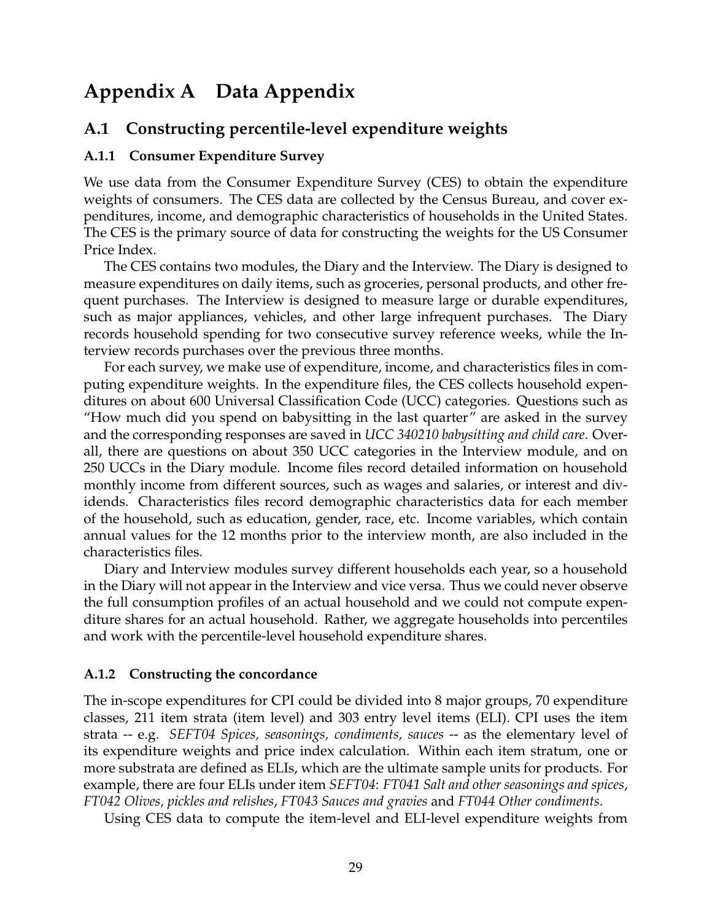# Appendix A Data Appendix

## A.1 Constructing percentile-level expenditure weights

### A.1.1 Consumer Expenditure Survey

We use data from the Consumer Expenditure Survey (CES) to obtain the expenditure weights of consumers. The CES data are collected by the Census Bureau, and cover expenditures, income, and demographic characteristics of households in the United States. The CES is the primary source of data for constructing the weights for the US Consumer Price Index.

The CES contains two modules, the Diary and the Interview. The Diary is designed to measure expenditures on daily items, such as groceries, personal products, and other frequent purchases. The Interview is designed to measure large or durable expenditures, such as major appliances, vehicles, and other large infrequent purchases. The Diary records household spending for two consecutive survey reference weeks, while the Interview records purchases over the previous three months.

For each survey, we make use of expenditure, income, and characteristics files in computing expenditure weights. In the expenditure files, the CES collects household expenditures on about 600 Universal Classification Code (UCC) categories. Questions such as "How much did you spend on babysitting in the last quarter" are asked in the survey and the corresponding responses are saved in *UCC 340210 babysitting and child care*. Overall, there are questions on about 350 UCC categories in the Interview module, and on 250 UCCs in the Diary module. Income files record detailed information on household monthly income from different sources, such as wages and salaries, or interest and dividends. Characteristics files record demographic characteristics data for each member of the household, such as education, gender, race, etc. Income variables, which contain annual values for the 12 months prior to the interview month, are also included in the characteristics files.

Diary and Interview modules survey different households each year, so a household in the Diary will not appear in the Interview and vice versa. Thus we could never observe the full consumption profiles of an actual household and we could not compute expenditure shares for an actual household. Rather, we aggregate households into percentiles and work with the percentile-level household expenditure shares.

### A.1.2 Constructing the concordance

The in-scope expenditures for CPI could be divided into 8 major groups, 70 expenditure classes, 211 item strata (item level) and 303 entry level items (ELI). CPI uses the item strata -- e.g. *SEFT04 Spices, seasonings, condiments, sauces* -- as the elementary level of its expenditure weights and price index calculation. Within each item stratum, one or more substrata are defined as ELIs, which are the ultimate sample units for products. For example, there are four ELIs under item *SEFT04*: *FT041 Salt and other seasonings and spices*, *FT042 Olives, pickles and relishes*, *FT043 Sauces and gravies* and *FT044 Other condiments*.

Using CES data to compute the item-level and ELI-level expenditure weights from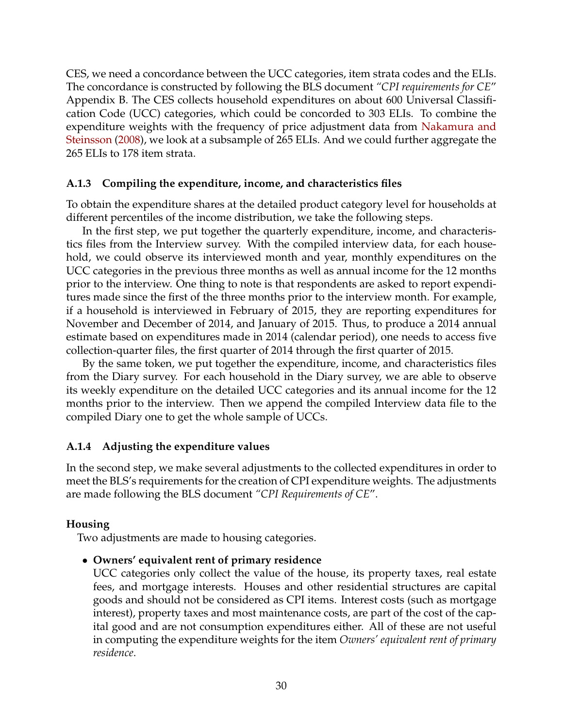CES, we need a concordance between the UCC categories, item strata codes and the ELIs. The concordance is constructed by following the BLS document *"CPI requirements for CE"* Appendix B. The CES collects household expenditures on about 600 Universal Classification Code (UCC) categories, which could be concorded to 303 ELIs. To combine the expenditure weights with the frequency of price adjustment data from Nakamura and Steinsson (2008), we look at a subsample of 265 ELIs. And we could further aggregate the 265 ELIs to 178 item strata.

### A.1.3 Compiling the expenditure, income, and characteristics files

To obtain the expenditure shares at the detailed product category level for households at different percentiles of the income distribution, we take the following steps.

In the first step, we put together the quarterly expenditure, income, and characteristics files from the Interview survey. With the compiled interview data, for each household, we could observe its interviewed month and year, monthly expenditures on the UCC categories in the previous three months as well as annual income for the 12 months prior to the interview. One thing to note is that respondents are asked to report expenditures made since the first of the three months prior to the interview month. For example, if a household is interviewed in February of 2015, they are reporting expenditures for November and December of 2014, and January of 2015. Thus, to produce a 2014 annual estimate based on expenditures made in 2014 (calendar period), one needs to access five collection-quarter files, the first quarter of 2014 through the first quarter of 2015.

By the same token, we put together the expenditure, income, and characteristics files from the Diary survey. For each household in the Diary survey, we are able to observe its weekly expenditure on the detailed UCC categories and its annual income for the 12 months prior to the interview. Then we append the compiled Interview data file to the compiled Diary one to get the whole sample of UCCs.

### A.1.4 Adjusting the expenditure values

In the second step, we make several adjustments to the collected expenditures in order to meet the BLS's requirements for the creation of CPI expenditure weights. The adjustments are made following the BLS document *"CPI Requirements of CE"*.

**Housing**

Two adjustments are made to housing categories.

- **Owners' equivalent rent of primary residence**
  UCC categories only collect the value of the house, its property taxes, real estate fees, and mortgage interests. Houses and other residential structures are capital goods and should not be considered as CPI items. Interest costs (such as mortgage interest), property taxes and most maintenance costs, are part of the cost of the capital good and are not consumption expenditures either. All of these are not useful in computing the expenditure weights for the item *Owners' equivalent rent of primary residence*.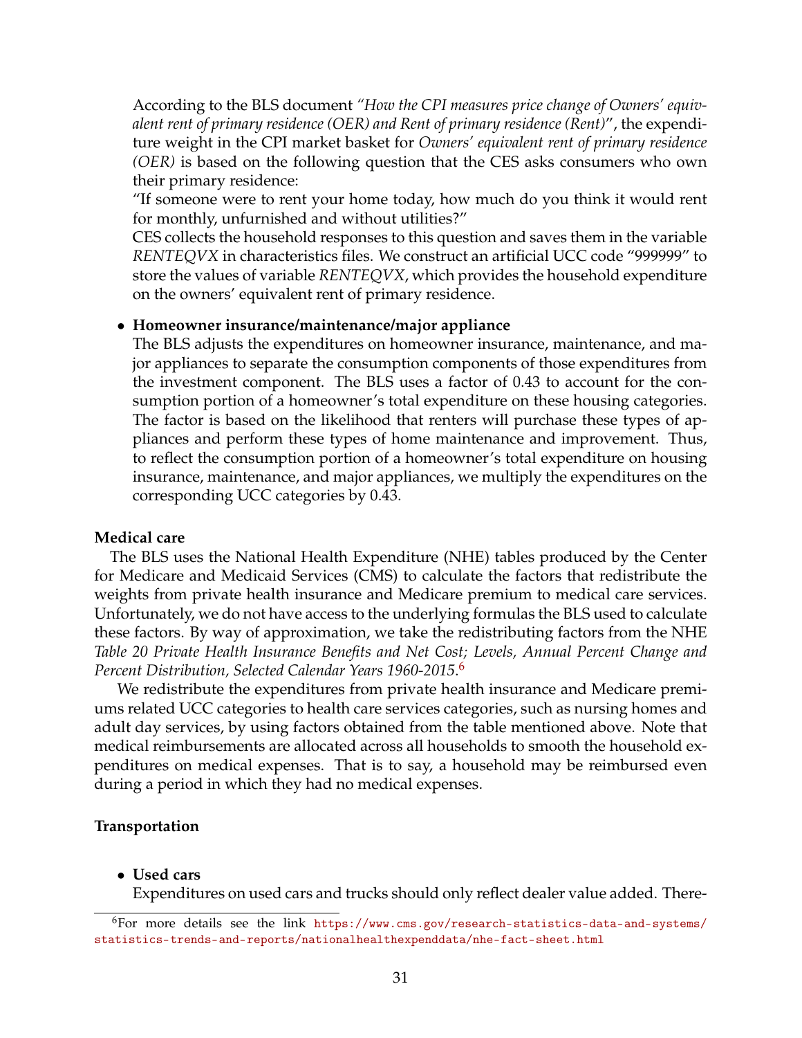According to the BLS document *"How the CPI measures price change of Owners' equivalent rent of primary residence (OER) and Rent of primary residence (Rent)"*, the expenditure weight in the CPI market basket for *Owners' equivalent rent of primary residence (OER)* is based on the following question that the CES asks consumers who own their primary residence:

"If someone were to rent your home today, how much do you think it would rent for monthly, unfurnished and without utilities?"

CES collects the household responses to this question and saves them in the variable *RENTEQVX* in characteristics files. We construct an artificial UCC code "999999" to store the values of variable *RENTEQVX*, which provides the household expenditure on the owners' equivalent rent of primary residence.

- **Homeowner insurance/maintenance/major appliance**

  The BLS adjusts the expenditures on homeowner insurance, maintenance, and major appliances to separate the consumption components of those expenditures from the investment component. The BLS uses a factor of 0.43 to account for the consumption portion of a homeowner's total expenditure on these housing categories. The factor is based on the likelihood that renters will purchase these types of appliances and perform these types of home maintenance and improvement. Thus, to reflect the consumption portion of a homeowner's total expenditure on housing insurance, maintenance, and major appliances, we multiply the expenditures on the corresponding UCC categories by 0.43.

**Medical care**

The BLS uses the National Health Expenditure (NHE) tables produced by the Center for Medicare and Medicaid Services (CMS) to calculate the factors that redistribute the weights from private health insurance and Medicare premium to medical care services. Unfortunately, we do not have access to the underlying formulas the BLS used to calculate these factors. By way of approximation, we take the redistributing factors from the NHE *Table 20 Private Health Insurance Benefits and Net Cost; Levels, Annual Percent Change and Percent Distribution, Selected Calendar Years 1960-2015*.[6]

We redistribute the expenditures from private health insurance and Medicare premiums related UCC categories to health care services categories, such as nursing homes and adult day services, by using factors obtained from the table mentioned above. Note that medical reimbursements are allocated across all households to smooth the household expenditures on medical expenses. That is to say, a household may be reimbursed even during a period in which they had no medical expenses.

**Transportation**

- **Used cars**

  Expenditures on used cars and trucks should only reflect dealer value added. There-

[6] For more details see the link https://www.cms.gov/research-statistics-data-and-systems/statistics-trends-and-reports/nationalhealthexpenddata/nhe-fact-sheet.html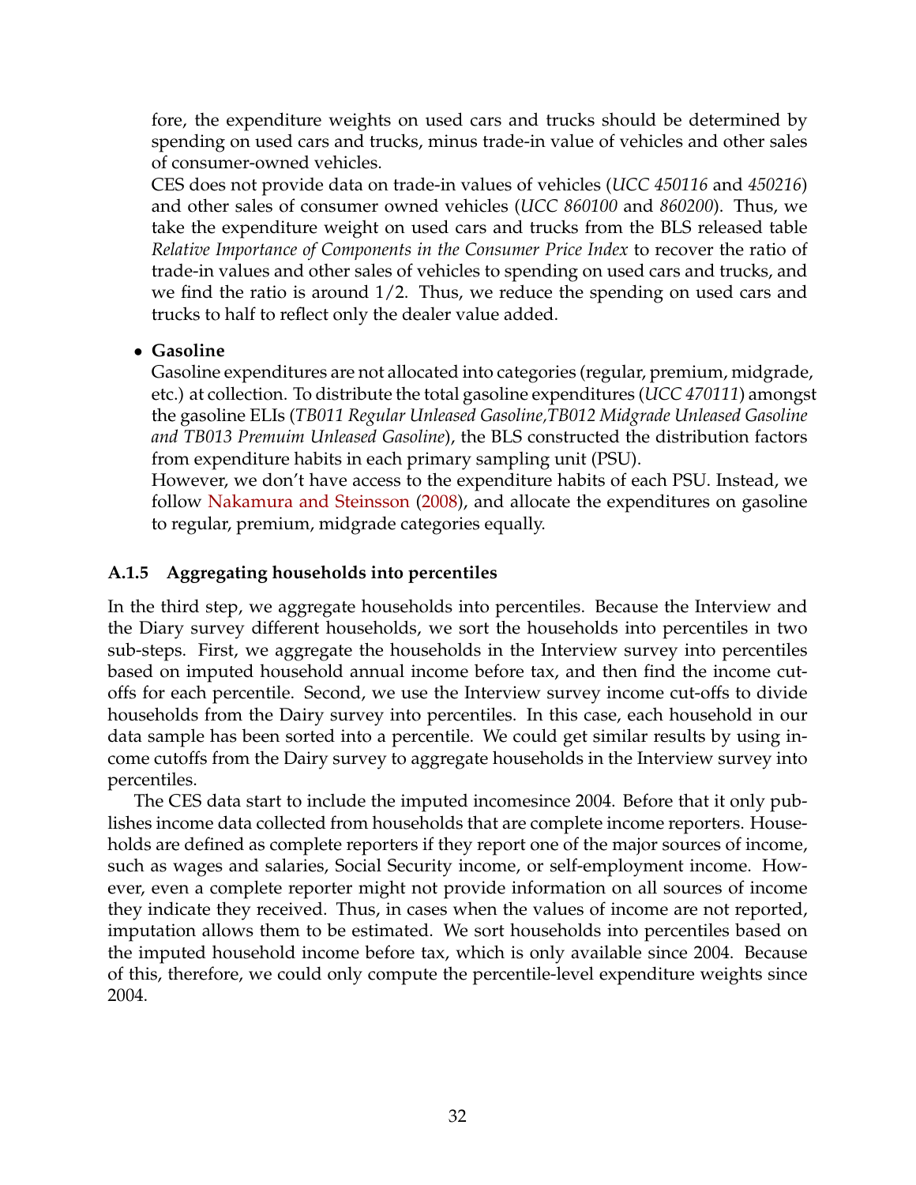fore, the expenditure weights on used cars and trucks should be determined by spending on used cars and trucks, minus trade-in value of vehicles and other sales of consumer-owned vehicles.

CES does not provide data on trade-in values of vehicles (*UCC 450116* and *450216*) and other sales of consumer owned vehicles (*UCC 860100* and *860200*). Thus, we take the expenditure weight on used cars and trucks from the BLS released table *Relative Importance of Components in the Consumer Price Index* to recover the ratio of trade-in values and other sales of vehicles to spending on used cars and trucks, and we find the ratio is around 1/2. Thus, we reduce the spending on used cars and trucks to half to reflect only the dealer value added.

- **Gasoline**

  Gasoline expenditures are not allocated into categories (regular, premium, midgrade, etc.) at collection. To distribute the total gasoline expenditures (*UCC 470111*) amongst the gasoline ELIs (*TB011 Regular Unleased Gasoline,TB012 Midgrade Unleased Gasoline and TB013 Premuim Unleased Gasoline*), the BLS constructed the distribution factors from expenditure habits in each primary sampling unit (PSU).

  However, we don't have access to the expenditure habits of each PSU. Instead, we follow Nakamura and Steinsson (2008), and allocate the expenditures on gasoline to regular, premium, midgrade categories equally.

### A.1.5 Aggregating households into percentiles

In the third step, we aggregate households into percentiles. Because the Interview and the Diary survey different households, we sort the households into percentiles in two sub-steps. First, we aggregate the households in the Interview survey into percentiles based on imputed household annual income before tax, and then find the income cut-offs for each percentile. Second, we use the Interview survey income cut-offs to divide households from the Dairy survey into percentiles. In this case, each household in our data sample has been sorted into a percentile. We could get similar results by using income cutoffs from the Dairy survey to aggregate households in the Interview survey into percentiles.

The CES data start to include the imputed incomesince 2004. Before that it only publishes income data collected from households that are complete income reporters. Households are defined as complete reporters if they report one of the major sources of income, such as wages and salaries, Social Security income, or self-employment income. However, even a complete reporter might not provide information on all sources of income they indicate they received. Thus, in cases when the values of income are not reported, imputation allows them to be estimated. We sort households into percentiles based on the imputed household income before tax, which is only available since 2004. Because of this, therefore, we could only compute the percentile-level expenditure weights since 2004.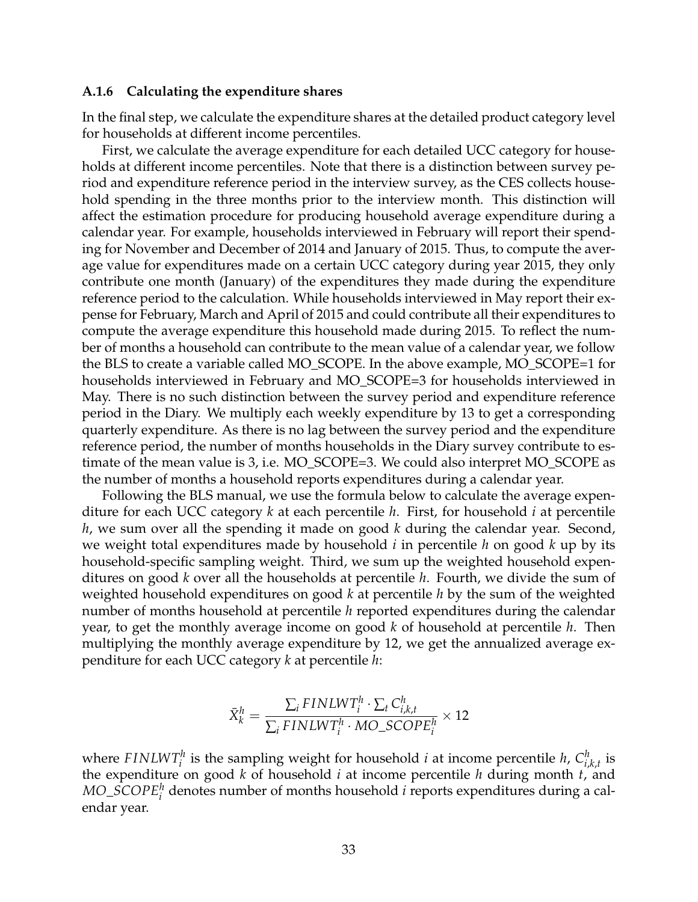### A.1.6 Calculating the expenditure shares

In the final step, we calculate the expenditure shares at the detailed product category level for households at different income percentiles.

First, we calculate the average expenditure for each detailed UCC category for households at different income percentiles. Note that there is a distinction between survey period and expenditure reference period in the interview survey, as the CES collects household spending in the three months prior to the interview month. This distinction will affect the estimation procedure for producing household average expenditure during a calendar year. For example, households interviewed in February will report their spending for November and December of 2014 and January of 2015. Thus, to compute the average value for expenditures made on a certain UCC category during year 2015, they only contribute one month (January) of the expenditures they made during the expenditure reference period to the calculation. While households interviewed in May report their expense for February, March and April of 2015 and could contribute all their expenditures to compute the average expenditure this household made during 2015. To reflect the number of months a household can contribute to the mean value of a calendar year, we follow the BLS to create a variable called MO_SCOPE. In the above example, MO_SCOPE=1 for households interviewed in February and MO_SCOPE=3 for households interviewed in May. There is no such distinction between the survey period and expenditure reference period in the Diary. We multiply each weekly expenditure by 13 to get a corresponding quarterly expenditure. As there is no lag between the survey period and the expenditure reference period, the number of months households in the Diary survey contribute to estimate of the mean value is 3, i.e. MO_SCOPE=3. We could also interpret MO_SCOPE as the number of months a household reports expenditures during a calendar year.

Following the BLS manual, we use the formula below to calculate the average expenditure for each UCC category $k$ at each percentile $h$. First, for household $i$ at percentile $h$, we sum over all the spending it made on good $k$ during the calendar year. Second, we weight total expenditures made by household $i$ in percentile $h$ on good $k$ up by its household-specific sampling weight. Third, we sum up the weighted household expenditures on good $k$ over all the households at percentile $h$. Fourth, we divide the sum of weighted household expenditures on good $k$ at percentile $h$ by the sum of the weighted number of months household at percentile $h$ reported expenditures during the calendar year, to get the monthly average income on good $k$ of household at percentile $h$. Then multiplying the monthly average expenditure by 12, we get the annualized average expenditure for each UCC category $k$ at percentile $h$:

$$\bar{X}_k^h = \frac{\sum_i FINLWT_i^h \cdot \sum_t C_{i,k,t}^h}{\sum_i FINLWT_i^h \cdot MO\_SCOPE_i^h} \times 12$$

where $FINLWT_i^h$ is the sampling weight for household $i$ at income percentile $h$, $C_{i,k,t}^h$ is the expenditure on good $k$ of household $i$ at income percentile $h$ during month $t$, and $MO\_SCOPE_i^h$ denotes number of months household $i$ reports expenditures during a calendar year.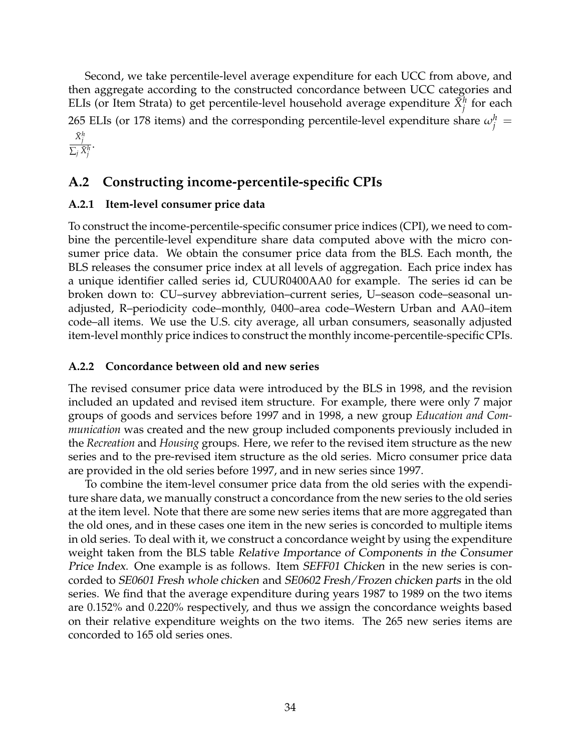Second, we take percentile-level average expenditure for each UCC from above, and then aggregate according to the constructed concordance between UCC categories and ELIs (or Item Strata) to get percentile-level household average expenditure $\bar{X}_j^h$ for each 265 ELIs (or 178 items) and the corresponding percentile-level expenditure share $\omega_j^h = \frac{\bar{X}_j^h}{\sum_j \bar{X}_j^h}$.

## A.2 Constructing income-percentile-specific CPIs

### A.2.1 Item-level consumer price data

To construct the income-percentile-specific consumer price indices (CPI), we need to combine the percentile-level expenditure share data computed above with the micro consumer price data. We obtain the consumer price data from the BLS. Each month, the BLS releases the consumer price index at all levels of aggregation. Each price index has a unique identifier called series id, CUUR0400AA0 for example. The series id can be broken down to: CU–survey abbreviation–current series, U–season code–seasonal unadjusted, R–periodicity code–monthly, 0400–area code–Western Urban and AA0–item code–all items. We use the U.S. city average, all urban consumers, seasonally adjusted item-level monthly price indices to construct the monthly income-percentile-specific CPIs.

### A.2.2 Concordance between old and new series

The revised consumer price data were introduced by the BLS in 1998, and the revision included an updated and revised item structure. For example, there were only 7 major groups of goods and services before 1997 and in 1998, a new group *Education and Communication* was created and the new group included components previously included in the *Recreation* and *Housing* groups. Here, we refer to the revised item structure as the new series and to the pre-revised item structure as the old series. Micro consumer price data are provided in the old series before 1997, and in new series since 1997.

To combine the item-level consumer price data from the old series with the expenditure share data, we manually construct a concordance from the new series to the old series at the item level. Note that there are some new series items that are more aggregated than the old ones, and in these cases one item in the new series is concorded to multiple items in old series. To deal with it, we construct a concordance weight by using the expenditure weight taken from the BLS table *Relative Importance of Components in the Consumer Price Index*. One example is as follows. Item *SEFF01 Chicken* in the new series is concorded to *SE0601 Fresh whole chicken* and *SE0602 Fresh/Frozen chicken parts* in the old series. We find that the average expenditure during years 1987 to 1989 on the two items are 0.152% and 0.220% respectively, and thus we assign the concordance weights based on their relative expenditure weights on the two items. The 265 new series items are concorded to 165 old series ones.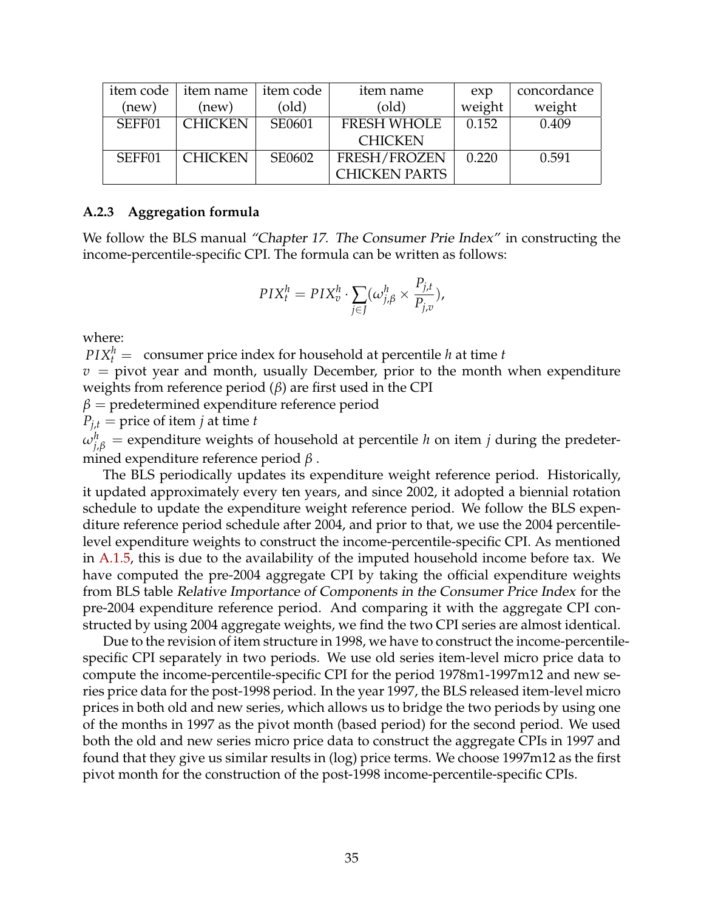| item code (new) | item name (new) | item code (old) | item name (old) | exp weight | concordance weight |
|---|---|---|---|---|---|
| SEFF01 | CHICKEN | SE0601 | FRESH WHOLE CHICKEN | 0.152 | 0.409 |
| SEFF01 | CHICKEN | SE0602 | FRESH/FROZEN CHICKEN PARTS | 0.220 | 0.591 |

### A.2.3 Aggregation formula

We follow the BLS manual *"Chapter 17. The Consumer Prie Index"* in constructing the income-percentile-specific CPI. The formula can be written as follows:

$$PIX_t^h = PIX_v^h \cdot \sum_{j \in J} (\omega_{j,\beta}^h \times \frac{P_{j,t}}{P_{j,v}}),$$

where:

$PIX_t^h =$ consumer price index for household at percentile $h$ at time $t$

$v$ = pivot year and month, usually December, prior to the month when expenditure weights from reference period ($\beta$) are first used in the CPI

$\beta$ = predetermined expenditure reference period

$P_{j,t}$ = price of item $j$ at time $t$

$\omega_{j,\beta}^h$ = expenditure weights of household at percentile $h$ on item $j$ during the predetermined expenditure reference period $\beta$ .

The BLS periodically updates its expenditure weight reference period. Historically, it updated approximately every ten years, and since 2002, it adopted a biennial rotation schedule to update the expenditure weight reference period. We follow the BLS expenditure reference period schedule after 2004, and prior to that, we use the 2004 percentile-level expenditure weights to construct the income-percentile-specific CPI. As mentioned in A.1.5, this is due to the availability of the imputed household income before tax. We have computed the pre-2004 aggregate CPI by taking the official expenditure weights from BLS table *Relative Importance of Components in the Consumer Price Index* for the pre-2004 expenditure reference period. And comparing it with the aggregate CPI constructed by using 2004 aggregate weights, we find the two CPI series are almost identical.

Due to the revision of item structure in 1998, we have to construct the income-percentile-specific CPI separately in two periods. We use old series item-level micro price data to compute the income-percentile-specific CPI for the period 1978m1-1997m12 and new series price data for the post-1998 period. In the year 1997, the BLS released item-level micro prices in both old and new series, which allows us to bridge the two periods by using one of the months in 1997 as the pivot month (based period) for the second period. We used both the old and new series micro price data to construct the aggregate CPIs in 1997 and found that they give us similar results in (log) price terms. We choose 1997m12 as the first pivot month for the construction of the post-1998 income-percentile-specific CPIs.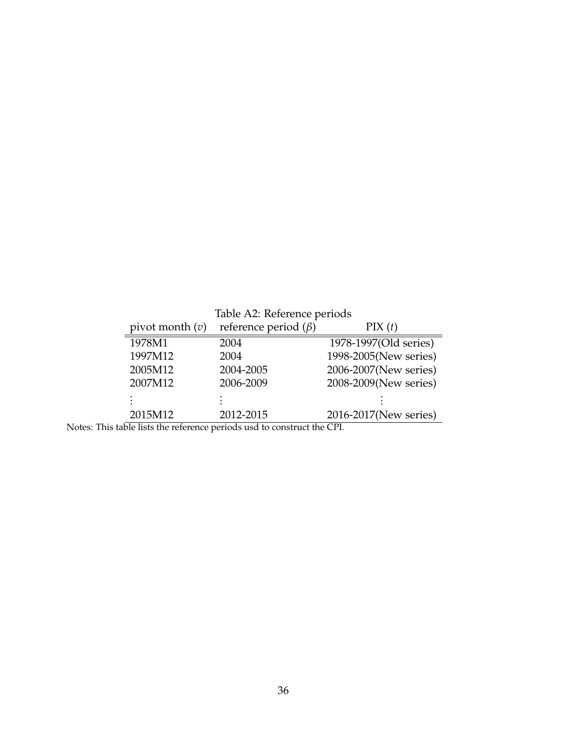Table A2: Reference periods

| pivot month ($v$) | reference period ($\beta$) | PIX ($t$) |
|---|---|---|
| 1978M1 | 2004 | 1978-1997(Old series) |
| 1997M12 | 2004 | 1998-2005(New series) |
| 2005M12 | 2004-2005 | 2006-2007(New series) |
| 2007M12 | 2006-2009 | 2008-2009(New series) |
| ⋮ | ⋮ | ⋮ |
| 2015M12 | 2012-2015 | 2016-2017(New series) |

Notes: This table lists the reference periods usd to construct the CPI.